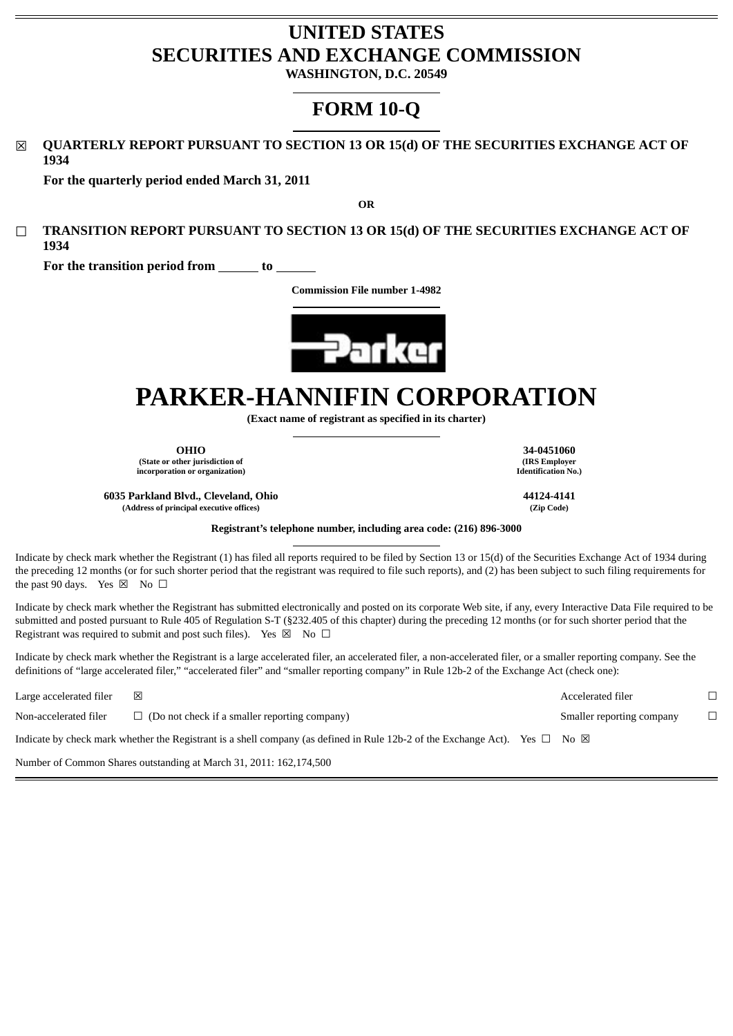# UNITED STATES
# SECURITIES AND EXCHANGE COMMISSION

**WASHINGTON, D.C. 20549**

# FORM 10-Q

☒ **QUARTERLY REPORT PURSUANT TO SECTION 13 OR 15(d) OF THE SECURITIES EXCHANGE ACT OF 1934**

**For the quarterly period ended March 31, 2011**

**OR**

☐ **TRANSITION REPORT PURSUANT TO SECTION 13 OR 15(d) OF THE SECURITIES EXCHANGE ACT OF 1934**

**For the transition period from ______ to ______**

**Commission File number 1-4982**

# PARKER-HANNIFIN CORPORATION

**(Exact name of registrant as specified in its charter)**

| **OHIO** | **34-0451060** |
|---|---|
| **(State or other jurisdiction of incorporation or organization)** | **(IRS Employer Identification No.)** |
| **6035 Parkland Blvd., Cleveland, Ohio** | **44124-4141** |
| **(Address of principal executive offices)** | **(Zip Code)** |

**Registrant's telephone number, including area code: (216) 896-3000**

Indicate by check mark whether the Registrant (1) has filed all reports required to be filed by Section 13 or 15(d) of the Securities Exchange Act of 1934 during the preceding 12 months (or for such shorter period that the registrant was required to file such reports), and (2) has been subject to such filing requirements for the past 90 days. Yes ☒ No ☐

Indicate by check mark whether the Registrant has submitted electronically and posted on its corporate Web site, if any, every Interactive Data File required to be submitted and posted pursuant to Rule 405 of Regulation S-T (§232.405 of this chapter) during the preceding 12 months (or for such shorter period that the Registrant was required to submit and post such files). Yes ☒ No ☐

Indicate by check mark whether the Registrant is a large accelerated filer, an accelerated filer, a non-accelerated filer, or a smaller reporting company. See the definitions of "large accelerated filer," "accelerated filer" and "smaller reporting company" in Rule 12b-2 of the Exchange Act (check one):

| | | | |
|---|---|---|---|
| Large accelerated filer | ☒ | Accelerated filer | ☐ |
| Non-accelerated filer | ☐ (Do not check if a smaller reporting company) | Smaller reporting company | ☐ |

Indicate by check mark whether the Registrant is a shell company (as defined in Rule 12b-2 of the Exchange Act). Yes ☐ No ☒

Number of Common Shares outstanding at March 31, 2011: 162,174,500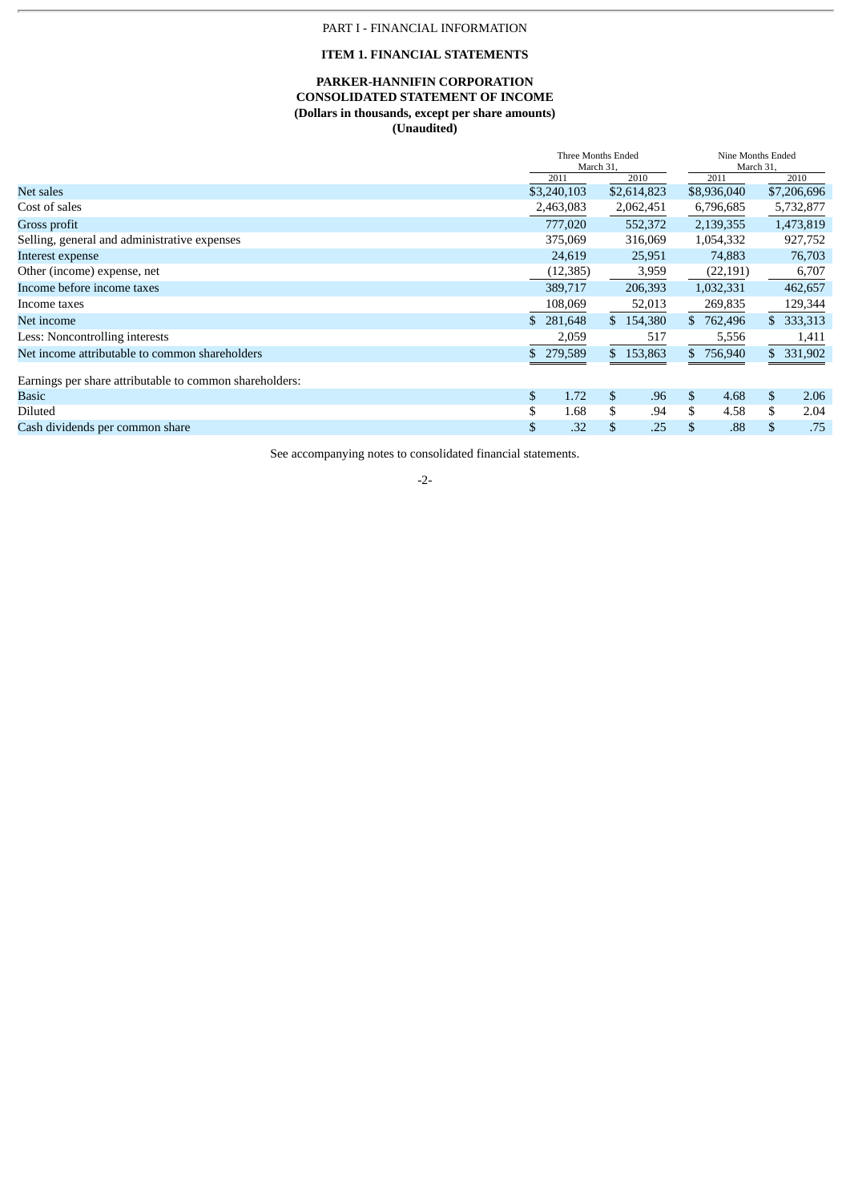PART I - FINANCIAL INFORMATION

**ITEM 1. FINANCIAL STATEMENTS**

**PARKER-HANNIFIN CORPORATION**
**CONSOLIDATED STATEMENT OF INCOME**
**(Dollars in thousands, except per share amounts)**
**(Unaudited)**

| | Three Months Ended March 31, | | Nine Months Ended March 31, | |
|---|---|---|---|---|
| | 2011 | 2010 | 2011 | 2010 |
| Net sales | $3,240,103 | $2,614,823 | $8,936,040 | $7,206,696 |
| Cost of sales | 2,463,083 | 2,062,451 | 6,796,685 | 5,732,877 |
| Gross profit | 777,020 | 552,372 | 2,139,355 | 1,473,819 |
| Selling, general and administrative expenses | 375,069 | 316,069 | 1,054,332 | 927,752 |
| Interest expense | 24,619 | 25,951 | 74,883 | 76,703 |
| Other (income) expense, net | (12,385) | 3,959 | (22,191) | 6,707 |
| Income before income taxes | 389,717 | 206,393 | 1,032,331 | 462,657 |
| Income taxes | 108,069 | 52,013 | 269,835 | 129,344 |
| Net income | $ 281,648 | $ 154,380 | $ 762,496 | $ 333,313 |
| Less: Noncontrolling interests | 2,059 | 517 | 5,556 | 1,411 |
| Net income attributable to common shareholders | $ 279,589 | $ 153,863 | $ 756,940 | $ 331,902 |
| Earnings per share attributable to common shareholders: | | | | |
| Basic | $ 1.72 | $ .96 | $ 4.68 | $ 2.06 |
| Diluted | $ 1.68 | $ .94 | $ 4.58 | $ 2.04 |
| Cash dividends per common share | $ .32 | $ .25 | $ .88 | $ .75 |

See accompanying notes to consolidated financial statements.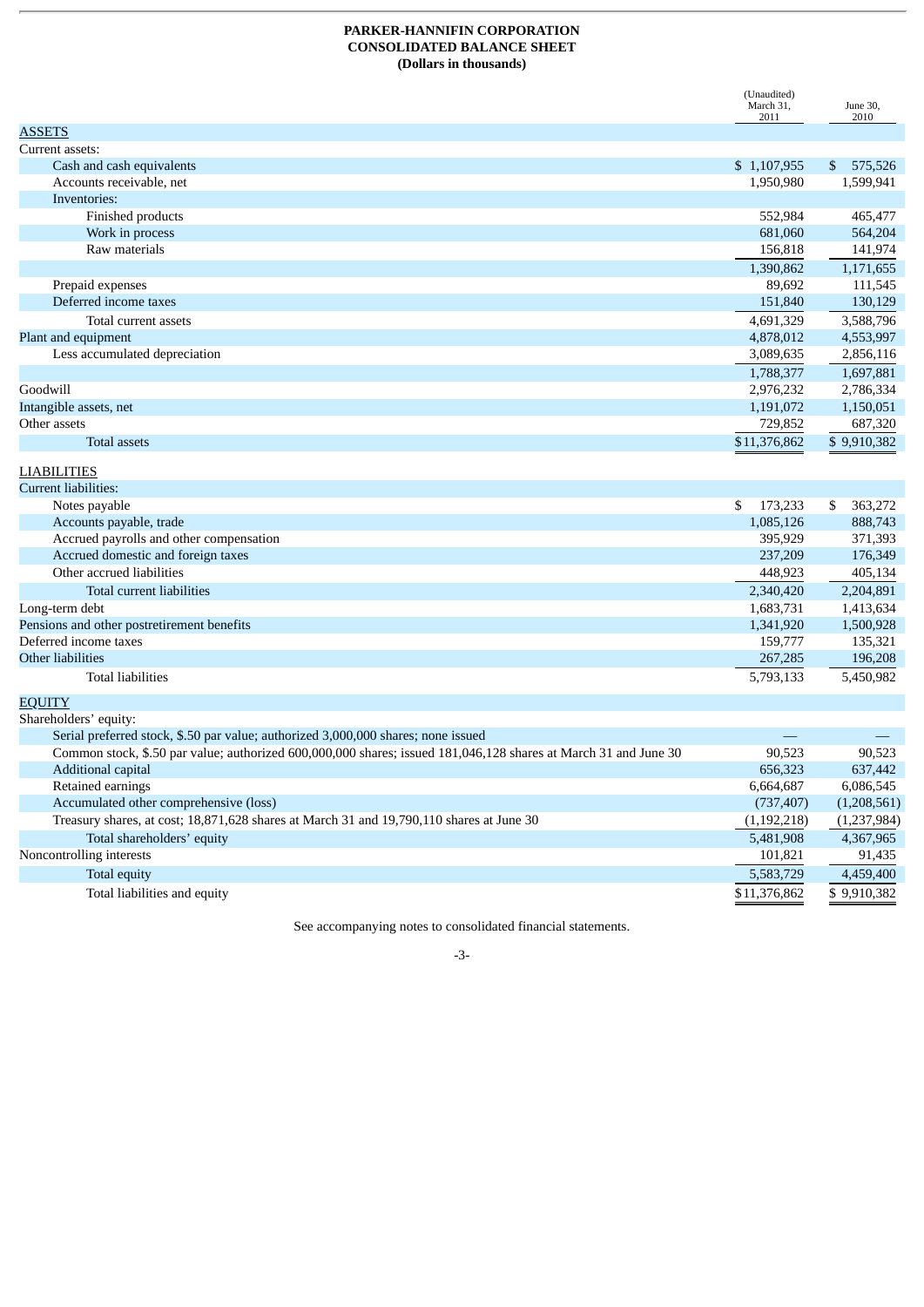**PARKER-HANNIFIN CORPORATION**
**CONSOLIDATED BALANCE SHEET**
**(Dollars in thousands)**

| | (Unaudited) March 31, 2011 | June 30, 2010 |
|---|---|---|
| ASSETS | | |
| Current assets: | | |
| Cash and cash equivalents | $ 1,107,955 | $ 575,526 |
| Accounts receivable, net | 1,950,980 | 1,599,941 |
| Inventories: | | |
| Finished products | 552,984 | 465,477 |
| Work in process | 681,060 | 564,204 |
| Raw materials | 156,818 | 141,974 |
| | 1,390,862 | 1,171,655 |
| Prepaid expenses | 89,692 | 111,545 |
| Deferred income taxes | 151,840 | 130,129 |
| Total current assets | 4,691,329 | 3,588,796 |
| Plant and equipment | 4,878,012 | 4,553,997 |
| Less accumulated depreciation | 3,089,635 | 2,856,116 |
| | 1,788,377 | 1,697,881 |
| Goodwill | 2,976,232 | 2,786,334 |
| Intangible assets, net | 1,191,072 | 1,150,051 |
| Other assets | 729,852 | 687,320 |
| Total assets | $11,376,862 | $ 9,910,382 |
| LIABILITIES | | |
| Current liabilities: | | |
| Notes payable | $ 173,233 | $ 363,272 |
| Accounts payable, trade | 1,085,126 | 888,743 |
| Accrued payrolls and other compensation | 395,929 | 371,393 |
| Accrued domestic and foreign taxes | 237,209 | 176,349 |
| Other accrued liabilities | 448,923 | 405,134 |
| Total current liabilities | 2,340,420 | 2,204,891 |
| Long-term debt | 1,683,731 | 1,413,634 |
| Pensions and other postretirement benefits | 1,341,920 | 1,500,928 |
| Deferred income taxes | 159,777 | 135,321 |
| Other liabilities | 267,285 | 196,208 |
| Total liabilities | 5,793,133 | 5,450,982 |
| EQUITY | | |
| Shareholders' equity: | | |
| Serial preferred stock, $.50 par value; authorized 3,000,000 shares; none issued | — | — |
| Common stock, $.50 par value; authorized 600,000,000 shares; issued 181,046,128 shares at March 31 and June 30 | 90,523 | 90,523 |
| Additional capital | 656,323 | 637,442 |
| Retained earnings | 6,664,687 | 6,086,545 |
| Accumulated other comprehensive (loss) | (737,407) | (1,208,561) |
| Treasury shares, at cost; 18,871,628 shares at March 31 and 19,790,110 shares at June 30 | (1,192,218) | (1,237,984) |
| Total shareholders' equity | 5,481,908 | 4,367,965 |
| Noncontrolling interests | 101,821 | 91,435 |
| Total equity | 5,583,729 | 4,459,400 |
| Total liabilities and equity | $11,376,862 | $ 9,910,382 |

See accompanying notes to consolidated financial statements.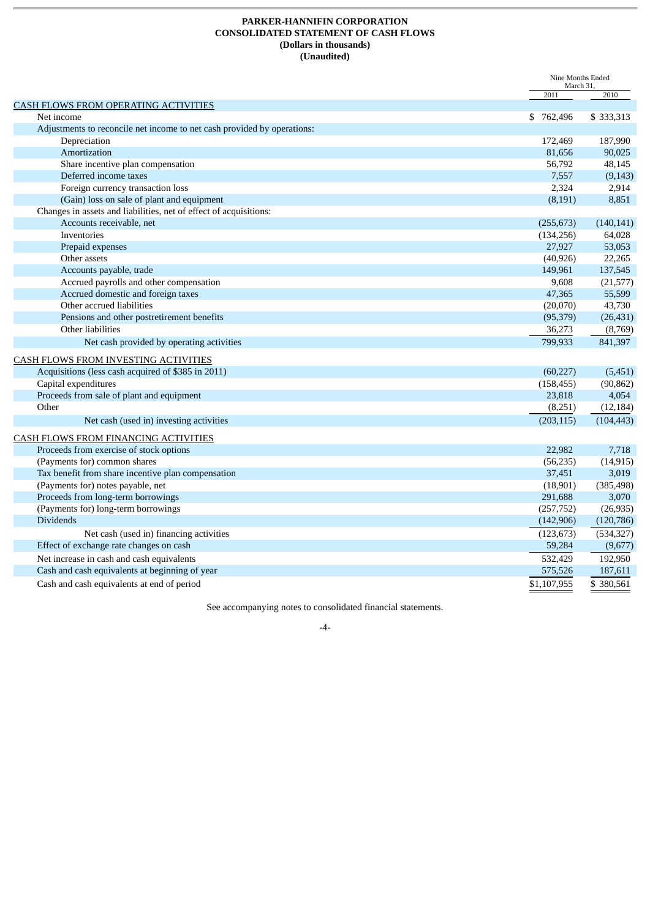**PARKER-HANNIFIN CORPORATION**
**CONSOLIDATED STATEMENT OF CASH FLOWS**
**(Dollars in thousands)**
**(Unaudited)**

| | Nine Months Ended March 31, | |
|---|---|---|
| | 2011 | 2010 |
| CASH FLOWS FROM OPERATING ACTIVITIES | | |
| Net income | $ 762,496 | $ 333,313 |
| Adjustments to reconcile net income to net cash provided by operations: | | |
| Depreciation | 172,469 | 187,990 |
| Amortization | 81,656 | 90,025 |
| Share incentive plan compensation | 56,792 | 48,145 |
| Deferred income taxes | 7,557 | (9,143) |
| Foreign currency transaction loss | 2,324 | 2,914 |
| (Gain) loss on sale of plant and equipment | (8,191) | 8,851 |
| Changes in assets and liabilities, net of effect of acquisitions: | | |
| Accounts receivable, net | (255,673) | (140,141) |
| Inventories | (134,256) | 64,028 |
| Prepaid expenses | 27,927 | 53,053 |
| Other assets | (40,926) | 22,265 |
| Accounts payable, trade | 149,961 | 137,545 |
| Accrued payrolls and other compensation | 9,608 | (21,577) |
| Accrued domestic and foreign taxes | 47,365 | 55,599 |
| Other accrued liabilities | (20,070) | 43,730 |
| Pensions and other postretirement benefits | (95,379) | (26,431) |
| Other liabilities | 36,273 | (8,769) |
| Net cash provided by operating activities | 799,933 | 841,397 |
| CASH FLOWS FROM INVESTING ACTIVITIES | | |
| Acquisitions (less cash acquired of $385 in 2011) | (60,227) | (5,451) |
| Capital expenditures | (158,455) | (90,862) |
| Proceeds from sale of plant and equipment | 23,818 | 4,054 |
| Other | (8,251) | (12,184) |
| Net cash (used in) investing activities | (203,115) | (104,443) |
| CASH FLOWS FROM FINANCING ACTIVITIES | | |
| Proceeds from exercise of stock options | 22,982 | 7,718 |
| (Payments for) common shares | (56,235) | (14,915) |
| Tax benefit from share incentive plan compensation | 37,451 | 3,019 |
| (Payments for) notes payable, net | (18,901) | (385,498) |
| Proceeds from long-term borrowings | 291,688 | 3,070 |
| (Payments for) long-term borrowings | (257,752) | (26,935) |
| Dividends | (142,906) | (120,786) |
| Net cash (used in) financing activities | (123,673) | (534,327) |
| Effect of exchange rate changes on cash | 59,284 | (9,677) |
| Net increase in cash and cash equivalents | 532,429 | 192,950 |
| Cash and cash equivalents at beginning of year | 575,526 | 187,611 |
| Cash and cash equivalents at end of period | $1,107,955 | $ 380,561 |

See accompanying notes to consolidated financial statements.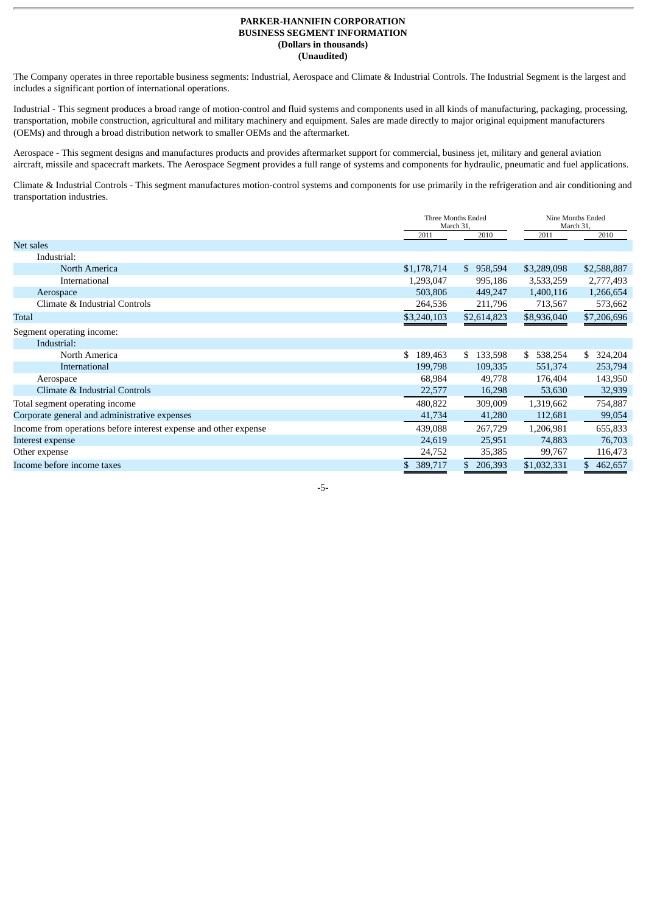**PARKER-HANNIFIN CORPORATION**
**BUSINESS SEGMENT INFORMATION**
**(Dollars in thousands)**
**(Unaudited)**

The Company operates in three reportable business segments: Industrial, Aerospace and Climate & Industrial Controls. The Industrial Segment is the largest and includes a significant portion of international operations.

Industrial - This segment produces a broad range of motion-control and fluid systems and components used in all kinds of manufacturing, packaging, processing, transportation, mobile construction, agricultural and military machinery and equipment. Sales are made directly to major original equipment manufacturers (OEMs) and through a broad distribution network to smaller OEMs and the aftermarket.

Aerospace - This segment designs and manufactures products and provides aftermarket support for commercial, business jet, military and general aviation aircraft, missile and spacecraft markets. The Aerospace Segment provides a full range of systems and components for hydraulic, pneumatic and fuel applications.

Climate & Industrial Controls - This segment manufactures motion-control systems and components for use primarily in the refrigeration and air conditioning and transportation industries.

| | Three Months Ended March 31, | | Nine Months Ended March 31, | |
|---|---|---|---|---|
| | 2011 | 2010 | 2011 | 2010 |
| Net sales | | | | |
| Industrial: | | | | |
| North America | $1,178,714 | $ 958,594 | $3,289,098 | $2,588,887 |
| International | 1,293,047 | 995,186 | 3,533,259 | 2,777,493 |
| Aerospace | 503,806 | 449,247 | 1,400,116 | 1,266,654 |
| Climate & Industrial Controls | 264,536 | 211,796 | 713,567 | 573,662 |
| Total | $3,240,103 | $2,614,823 | $8,936,040 | $7,206,696 |
| Segment operating income: | | | | |
| Industrial: | | | | |
| North America | $ 189,463 | $ 133,598 | $ 538,254 | $ 324,204 |
| International | 199,798 | 109,335 | 551,374 | 253,794 |
| Aerospace | 68,984 | 49,778 | 176,404 | 143,950 |
| Climate & Industrial Controls | 22,577 | 16,298 | 53,630 | 32,939 |
| Total segment operating income | 480,822 | 309,009 | 1,319,662 | 754,887 |
| Corporate general and administrative expenses | 41,734 | 41,280 | 112,681 | 99,054 |
| Income from operations before interest expense and other expense | 439,088 | 267,729 | 1,206,981 | 655,833 |
| Interest expense | 24,619 | 25,951 | 74,883 | 76,703 |
| Other expense | 24,752 | 35,385 | 99,767 | 116,473 |
| Income before income taxes | $ 389,717 | $ 206,393 | $1,032,331 | $ 462,657 |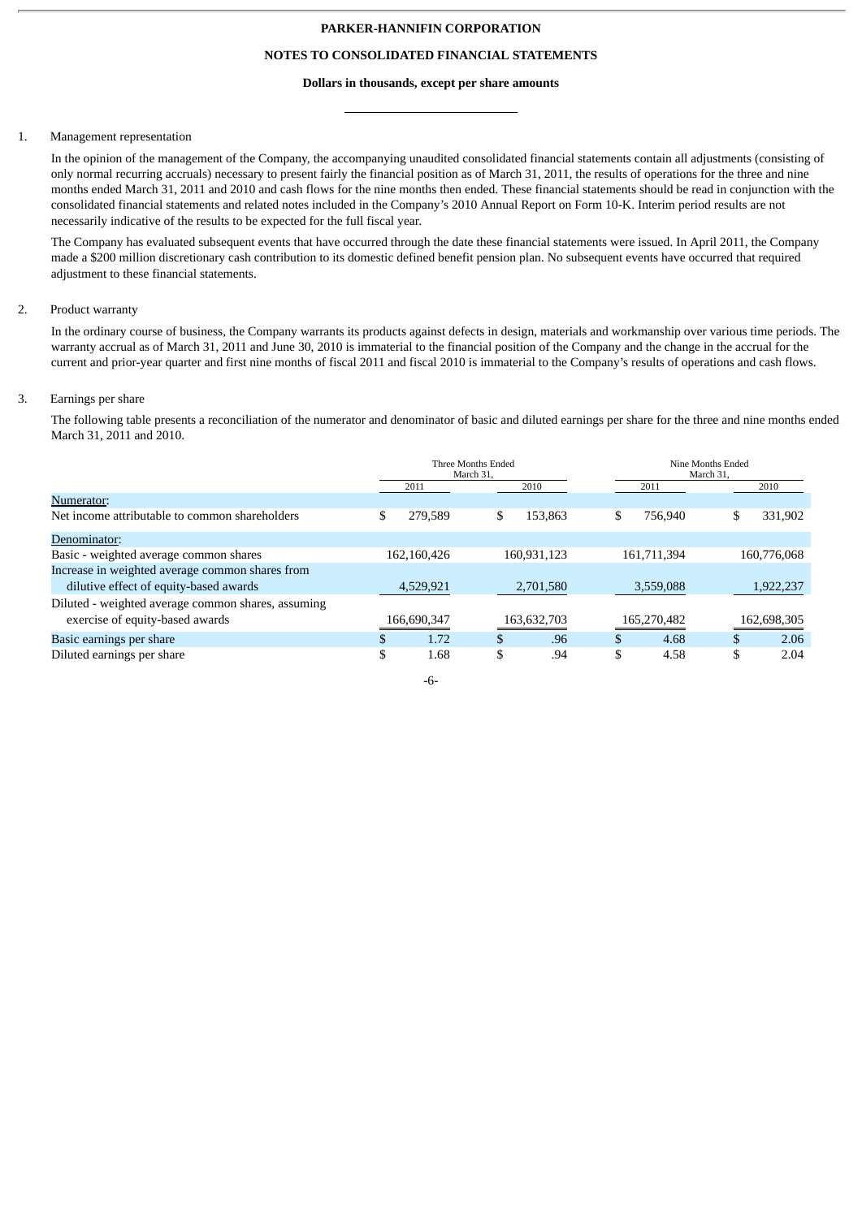**PARKER-HANNIFIN CORPORATION**

**NOTES TO CONSOLIDATED FINANCIAL STATEMENTS**

**Dollars in thousands, except per share amounts**

1. Management representation

In the opinion of the management of the Company, the accompanying unaudited consolidated financial statements contain all adjustments (consisting of only normal recurring accruals) necessary to present fairly the financial position as of March 31, 2011, the results of operations for the three and nine months ended March 31, 2011 and 2010 and cash flows for the nine months then ended. These financial statements should be read in conjunction with the consolidated financial statements and related notes included in the Company's 2010 Annual Report on Form 10-K. Interim period results are not necessarily indicative of the results to be expected for the full fiscal year.

The Company has evaluated subsequent events that have occurred through the date these financial statements were issued. In April 2011, the Company made a $200 million discretionary cash contribution to its domestic defined benefit pension plan. No subsequent events have occurred that required adjustment to these financial statements.

2. Product warranty

In the ordinary course of business, the Company warrants its products against defects in design, materials and workmanship over various time periods. The warranty accrual as of March 31, 2011 and June 30, 2010 is immaterial to the financial position of the Company and the change in the accrual for the current and prior-year quarter and first nine months of fiscal 2011 and fiscal 2010 is immaterial to the Company's results of operations and cash flows.

3. Earnings per share

The following table presents a reconciliation of the numerator and denominator of basic and diluted earnings per share for the three and nine months ended March 31, 2011 and 2010.

| | Three Months Ended March 31, | | Nine Months Ended March 31, | |
|---|---|---|---|---|
| | 2011 | 2010 | 2011 | 2010 |
| Numerator: | | | | |
| Net income attributable to common shareholders | $ 279,589 | $ 153,863 | $ 756,940 | $ 331,902 |
| Denominator: | | | | |
| Basic - weighted average common shares | 162,160,426 | 160,931,123 | 161,711,394 | 160,776,068 |
| Increase in weighted average common shares from dilutive effect of equity-based awards | 4,529,921 | 2,701,580 | 3,559,088 | 1,922,237 |
| Diluted - weighted average common shares, assuming exercise of equity-based awards | 166,690,347 | 163,632,703 | 165,270,482 | 162,698,305 |
| Basic earnings per share | $ 1.72 | $ .96 | $ 4.68 | $ 2.06 |
| Diluted earnings per share | $ 1.68 | $ .94 | $ 4.58 | $ 2.04 |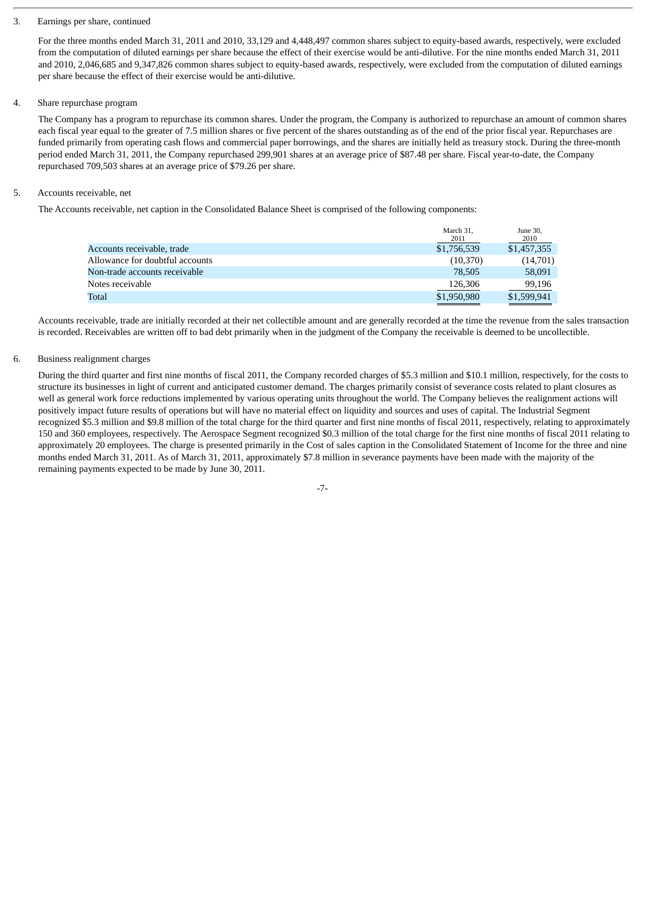3. Earnings per share, continued

For the three months ended March 31, 2011 and 2010, 33,129 and 4,448,497 common shares subject to equity-based awards, respectively, were excluded from the computation of diluted earnings per share because the effect of their exercise would be anti-dilutive. For the nine months ended March 31, 2011 and 2010, 2,046,685 and 9,347,826 common shares subject to equity-based awards, respectively, were excluded from the computation of diluted earnings per share because the effect of their exercise would be anti-dilutive.

4. Share repurchase program

The Company has a program to repurchase its common shares. Under the program, the Company is authorized to repurchase an amount of common shares each fiscal year equal to the greater of 7.5 million shares or five percent of the shares outstanding as of the end of the prior fiscal year. Repurchases are funded primarily from operating cash flows and commercial paper borrowings, and the shares are initially held as treasury stock. During the three-month period ended March 31, 2011, the Company repurchased 299,901 shares at an average price of $87.48 per share. Fiscal year-to-date, the Company repurchased 709,503 shares at an average price of $79.26 per share.

5. Accounts receivable, net

The Accounts receivable, net caption in the Consolidated Balance Sheet is comprised of the following components:

| | March 31, 2011 | June 30, 2010 |
|---|---|---|
| Accounts receivable, trade | $1,756,539 | $1,457,355 |
| Allowance for doubtful accounts | (10,370) | (14,701) |
| Non-trade accounts receivable | 78,505 | 58,091 |
| Notes receivable | 126,306 | 99,196 |
| Total | $1,950,980 | $1,599,941 |

Accounts receivable, trade are initially recorded at their net collectible amount and are generally recorded at the time the revenue from the sales transaction is recorded. Receivables are written off to bad debt primarily when in the judgment of the Company the receivable is deemed to be uncollectible.

6. Business realignment charges

During the third quarter and first nine months of fiscal 2011, the Company recorded charges of $5.3 million and $10.1 million, respectively, for the costs to structure its businesses in light of current and anticipated customer demand. The charges primarily consist of severance costs related to plant closures as well as general work force reductions implemented by various operating units throughout the world. The Company believes the realignment actions will positively impact future results of operations but will have no material effect on liquidity and sources and uses of capital. The Industrial Segment recognized $5.3 million and $9.8 million of the total charge for the third quarter and first nine months of fiscal 2011, respectively, relating to approximately 150 and 360 employees, respectively. The Aerospace Segment recognized $0.3 million of the total charge for the first nine months of fiscal 2011 relating to approximately 20 employees. The charge is presented primarily in the Cost of sales caption in the Consolidated Statement of Income for the three and nine months ended March 31, 2011. As of March 31, 2011, approximately $7.8 million in severance payments have been made with the majority of the remaining payments expected to be made by June 30, 2011.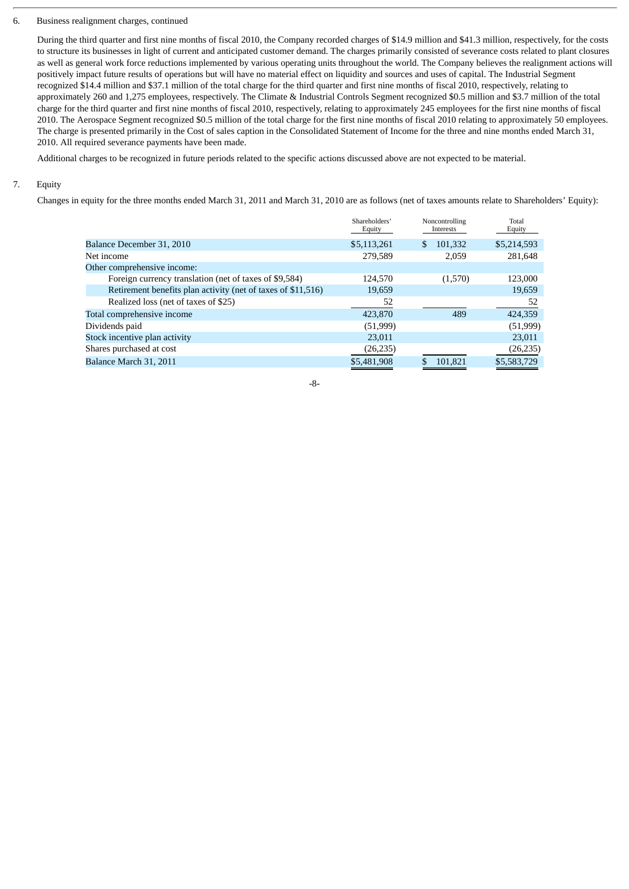6. Business realignment charges, continued

During the third quarter and first nine months of fiscal 2010, the Company recorded charges of $14.9 million and $41.3 million, respectively, for the costs to structure its businesses in light of current and anticipated customer demand. The charges primarily consisted of severance costs related to plant closures as well as general work force reductions implemented by various operating units throughout the world. The Company believes the realignment actions will positively impact future results of operations but will have no material effect on liquidity and sources and uses of capital. The Industrial Segment recognized $14.4 million and $37.1 million of the total charge for the third quarter and first nine months of fiscal 2010, respectively, relating to approximately 260 and 1,275 employees, respectively. The Climate & Industrial Controls Segment recognized $0.5 million and $3.7 million of the total charge for the third quarter and first nine months of fiscal 2010, respectively, relating to approximately 245 employees for the first nine months of fiscal 2010. The Aerospace Segment recognized $0.5 million of the total charge for the first nine months of fiscal 2010 relating to approximately 50 employees. The charge is presented primarily in the Cost of sales caption in the Consolidated Statement of Income for the three and nine months ended March 31, 2010. All required severance payments have been made.

Additional charges to be recognized in future periods related to the specific actions discussed above are not expected to be material.

7. Equity

Changes in equity for the three months ended March 31, 2011 and March 31, 2010 are as follows (net of taxes amounts relate to Shareholders' Equity):

| | Shareholders' Equity | Noncontrolling Interests | Total Equity |
|---|---|---|---|
| Balance December 31, 2010 | $5,113,261 | $ 101,332 | $5,214,593 |
| Net income | 279,589 | 2,059 | 281,648 |
| Other comprehensive income: | | | |
| Foreign currency translation (net of taxes of $9,584) | 124,570 | (1,570) | 123,000 |
| Retirement benefits plan activity (net of taxes of $11,516) | 19,659 | | 19,659 |
| Realized loss (net of taxes of $25) | 52 | | 52 |
| Total comprehensive income | 423,870 | 489 | 424,359 |
| Dividends paid | (51,999) | | (51,999) |
| Stock incentive plan activity | 23,011 | | 23,011 |
| Shares purchased at cost | (26,235) | | (26,235) |
| Balance March 31, 2011 | $5,481,908 | $ 101,821 | $5,583,729 |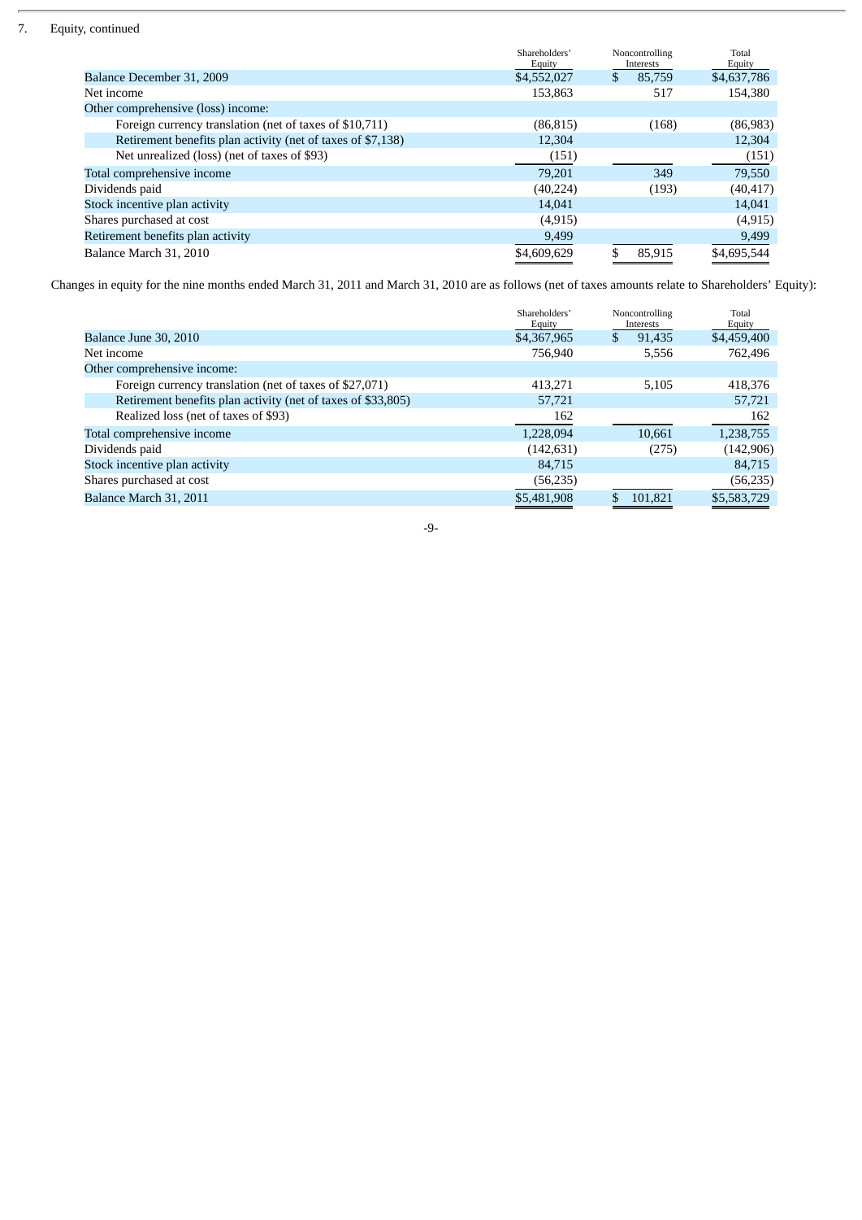7. Equity, continued

| | Shareholders' Equity | Noncontrolling Interests | Total Equity |
|---|---|---|---|
| Balance December 31, 2009 | $4,552,027 | $ 85,759 | $4,637,786 |
| Net income | 153,863 | 517 | 154,380 |
| Other comprehensive (loss) income: | | | |
| Foreign currency translation (net of taxes of $10,711) | (86,815) | (168) | (86,983) |
| Retirement benefits plan activity (net of taxes of $7,138) | 12,304 | | 12,304 |
| Net unrealized (loss) (net of taxes of $93) | (151) | | (151) |
| Total comprehensive income | 79,201 | 349 | 79,550 |
| Dividends paid | (40,224) | (193) | (40,417) |
| Stock incentive plan activity | 14,041 | | 14,041 |
| Shares purchased at cost | (4,915) | | (4,915) |
| Retirement benefits plan activity | 9,499 | | 9,499 |
| Balance March 31, 2010 | $4,609,629 | $ 85,915 | $4,695,544 |

Changes in equity for the nine months ended March 31, 2011 and March 31, 2010 are as follows (net of taxes amounts relate to Shareholders' Equity):

| | Shareholders' Equity | Noncontrolling Interests | Total Equity |
|---|---|---|---|
| Balance June 30, 2010 | $4,367,965 | $ 91,435 | $4,459,400 |
| Net income | 756,940 | 5,556 | 762,496 |
| Other comprehensive income: | | | |
| Foreign currency translation (net of taxes of $27,071) | 413,271 | 5,105 | 418,376 |
| Retirement benefits plan activity (net of taxes of $33,805) | 57,721 | | 57,721 |
| Realized loss (net of taxes of $93) | 162 | | 162 |
| Total comprehensive income | 1,228,094 | 10,661 | 1,238,755 |
| Dividends paid | (142,631) | (275) | (142,906) |
| Stock incentive plan activity | 84,715 | | 84,715 |
| Shares purchased at cost | (56,235) | | (56,235) |
| Balance March 31, 2011 | $5,481,908 | $ 101,821 | $5,583,729 |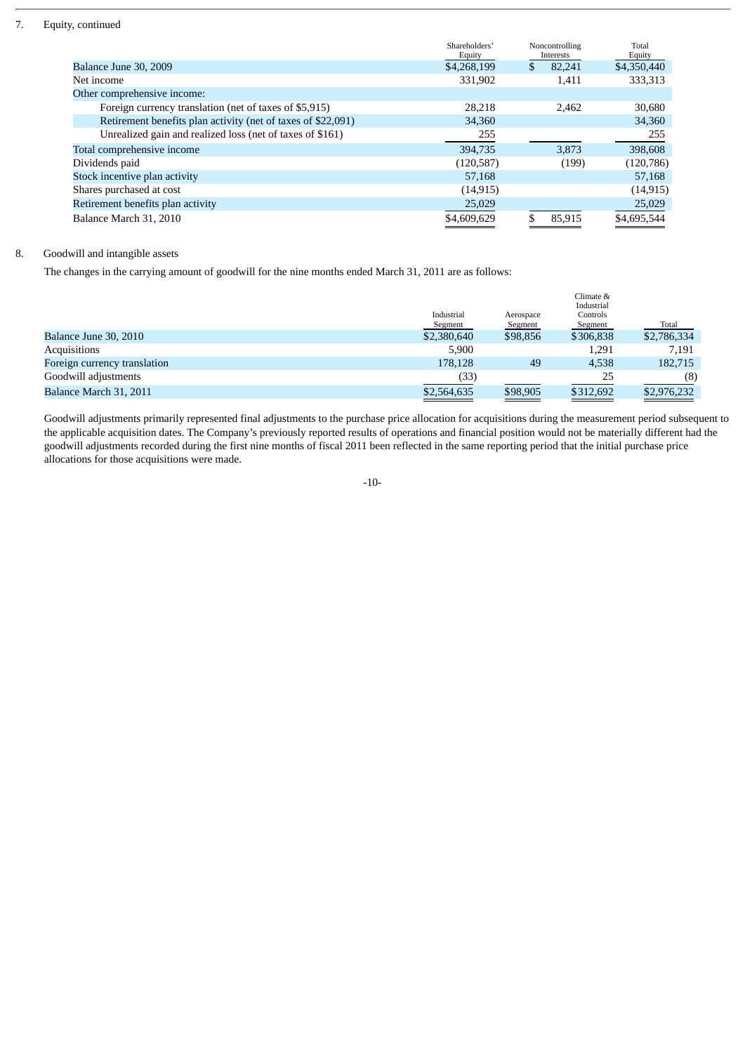7. Equity, continued

| | Shareholders' Equity | Noncontrolling Interests | Total Equity |
|---|---|---|---|
| Balance June 30, 2009 | $4,268,199 | $ 82,241 | $4,350,440 |
| Net income | 331,902 | 1,411 | 333,313 |
| Other comprehensive income: | | | |
| Foreign currency translation (net of taxes of $5,915) | 28,218 | 2,462 | 30,680 |
| Retirement benefits plan activity (net of taxes of $22,091) | 34,360 | | 34,360 |
| Unrealized gain and realized loss (net of taxes of $161) | 255 | | 255 |
| Total comprehensive income | 394,735 | 3,873 | 398,608 |
| Dividends paid | (120,587) | (199) | (120,786) |
| Stock incentive plan activity | 57,168 | | 57,168 |
| Shares purchased at cost | (14,915) | | (14,915) |
| Retirement benefits plan activity | 25,029 | | 25,029 |
| Balance March 31, 2010 | $4,609,629 | $ 85,915 | $4,695,544 |

8. Goodwill and intangible assets

The changes in the carrying amount of goodwill for the nine months ended March 31, 2011 are as follows:

| | Industrial Segment | Aerospace Segment | Climate & Industrial Controls Segment | Total |
|---|---|---|---|---|
| Balance June 30, 2010 | $2,380,640 | $98,856 | $306,838 | $2,786,334 |
| Acquisitions | 5,900 | | 1,291 | 7,191 |
| Foreign currency translation | 178,128 | 49 | 4,538 | 182,715 |
| Goodwill adjustments | (33) | | 25 | (8) |
| Balance March 31, 2011 | $2,564,635 | $98,905 | $312,692 | $2,976,232 |

Goodwill adjustments primarily represented final adjustments to the purchase price allocation for acquisitions during the measurement period subsequent to the applicable acquisition dates. The Company's previously reported results of operations and financial position would not be materially different had the goodwill adjustments recorded during the first nine months of fiscal 2011 been reflected in the same reporting period that the initial purchase price allocations for those acquisitions were made.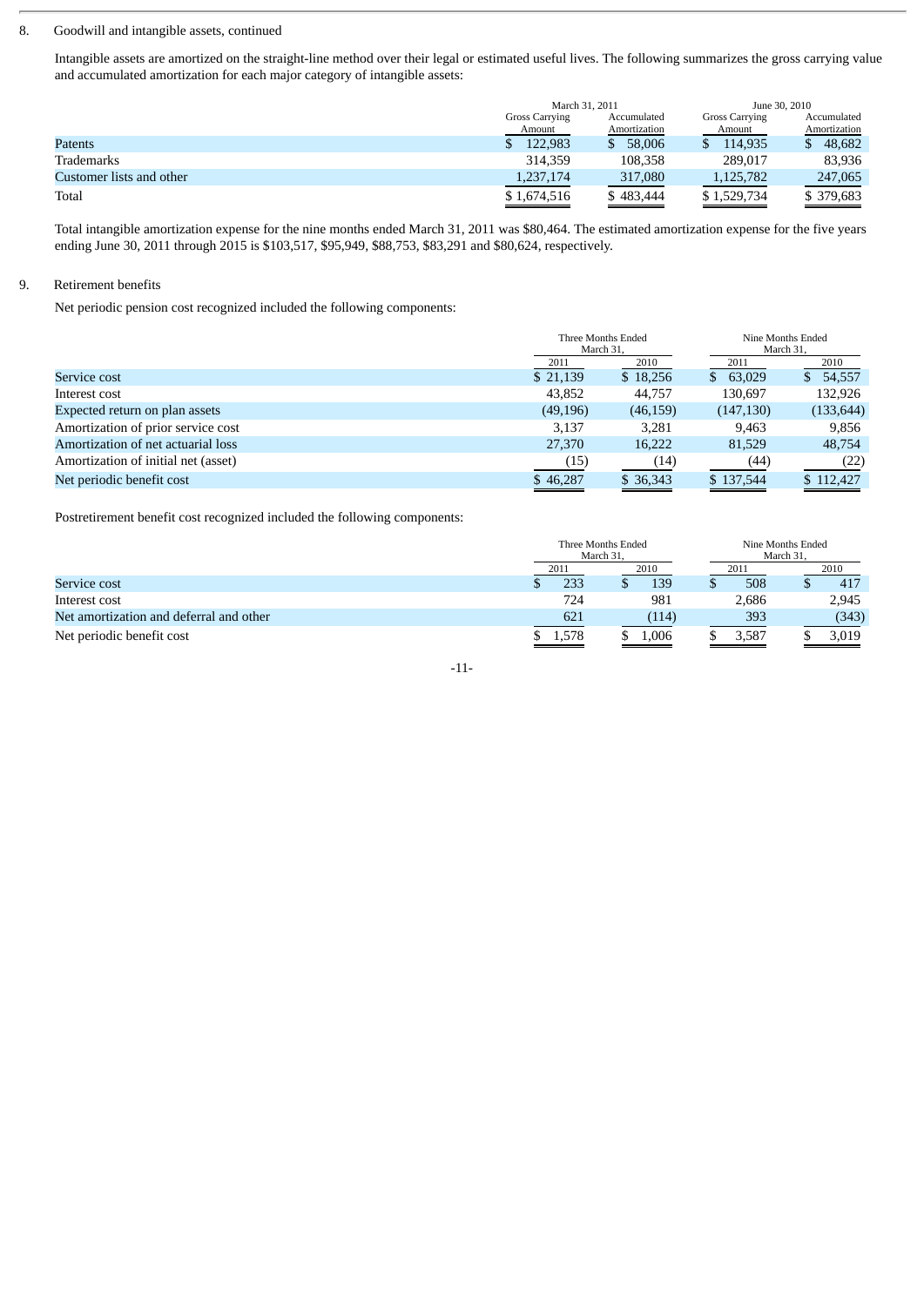8. Goodwill and intangible assets, continued

Intangible assets are amortized on the straight-line method over their legal or estimated useful lives. The following summarizes the gross carrying value and accumulated amortization for each major category of intangible assets:

| | March 31, 2011 | | June 30, 2010 | |
|---|---|---|---|---|
| | Gross Carrying Amount | Accumulated Amortization | Gross Carrying Amount | Accumulated Amortization |
| Patents | $ 122,983 | $ 58,006 | $ 114,935 | $ 48,682 |
| Trademarks | 314,359 | 108,358 | 289,017 | 83,936 |
| Customer lists and other | 1,237,174 | 317,080 | 1,125,782 | 247,065 |
| Total | $ 1,674,516 | $ 483,444 | $ 1,529,734 | $ 379,683 |

Total intangible amortization expense for the nine months ended March 31, 2011 was $80,464. The estimated amortization expense for the five years ending June 30, 2011 through 2015 is $103,517, $95,949, $88,753, $83,291 and $80,624, respectively.

9. Retirement benefits

Net periodic pension cost recognized included the following components:

| | Three Months Ended March 31, | | Nine Months Ended March 31, | |
|---|---|---|---|---|
| | 2011 | 2010 | 2011 | 2010 |
| Service cost | $ 21,139 | $ 18,256 | $ 63,029 | $ 54,557 |
| Interest cost | 43,852 | 44,757 | 130,697 | 132,926 |
| Expected return on plan assets | (49,196) | (46,159) | (147,130) | (133,644) |
| Amortization of prior service cost | 3,137 | 3,281 | 9,463 | 9,856 |
| Amortization of net actuarial loss | 27,370 | 16,222 | 81,529 | 48,754 |
| Amortization of initial net (asset) | (15) | (14) | (44) | (22) |
| Net periodic benefit cost | $ 46,287 | $ 36,343 | $ 137,544 | $ 112,427 |

Postretirement benefit cost recognized included the following components:

| | Three Months Ended March 31, | | Nine Months Ended March 31, | |
|---|---|---|---|---|
| | 2011 | 2010 | 2011 | 2010 |
| Service cost | $ 233 | $ 139 | $ 508 | $ 417 |
| Interest cost | 724 | 981 | 2,686 | 2,945 |
| Net amortization and deferral and other | 621 | (114) | 393 | (343) |
| Net periodic benefit cost | $ 1,578 | $ 1,006 | $ 3,587 | $ 3,019 |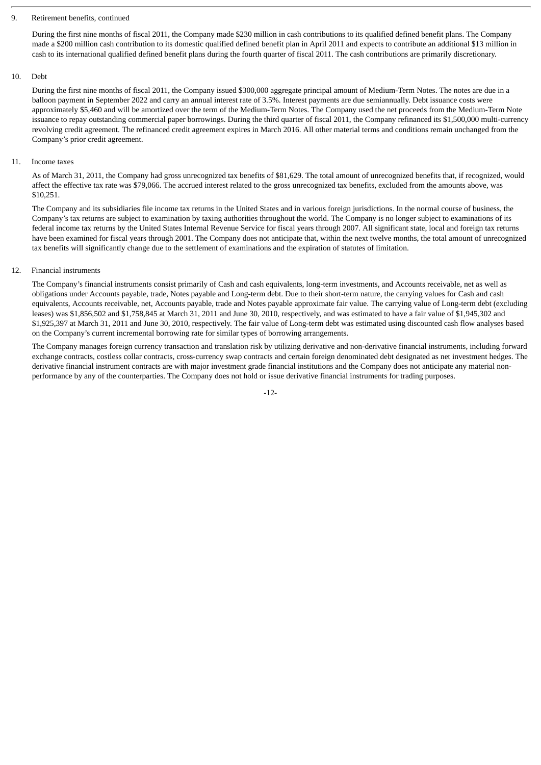9. Retirement benefits, continued

During the first nine months of fiscal 2011, the Company made $230 million in cash contributions to its qualified defined benefit plans. The Company made a $200 million cash contribution to its domestic qualified defined benefit plan in April 2011 and expects to contribute an additional $13 million in cash to its international qualified defined benefit plans during the fourth quarter of fiscal 2011. The cash contributions are primarily discretionary.

10. Debt

During the first nine months of fiscal 2011, the Company issued $300,000 aggregate principal amount of Medium-Term Notes. The notes are due in a balloon payment in September 2022 and carry an annual interest rate of 3.5%. Interest payments are due semiannually. Debt issuance costs were approximately $5,460 and will be amortized over the term of the Medium-Term Notes. The Company used the net proceeds from the Medium-Term Note issuance to repay outstanding commercial paper borrowings. During the third quarter of fiscal 2011, the Company refinanced its $1,500,000 multi-currency revolving credit agreement. The refinanced credit agreement expires in March 2016. All other material terms and conditions remain unchanged from the Company's prior credit agreement.

11. Income taxes

As of March 31, 2011, the Company had gross unrecognized tax benefits of $81,629. The total amount of unrecognized benefits that, if recognized, would affect the effective tax rate was $79,066. The accrued interest related to the gross unrecognized tax benefits, excluded from the amounts above, was $10,251.

The Company and its subsidiaries file income tax returns in the United States and in various foreign jurisdictions. In the normal course of business, the Company's tax returns are subject to examination by taxing authorities throughout the world. The Company is no longer subject to examinations of its federal income tax returns by the United States Internal Revenue Service for fiscal years through 2007. All significant state, local and foreign tax returns have been examined for fiscal years through 2001. The Company does not anticipate that, within the next twelve months, the total amount of unrecognized tax benefits will significantly change due to the settlement of examinations and the expiration of statutes of limitation.

12. Financial instruments

The Company's financial instruments consist primarily of Cash and cash equivalents, long-term investments, and Accounts receivable, net as well as obligations under Accounts payable, trade, Notes payable and Long-term debt. Due to their short-term nature, the carrying values for Cash and cash equivalents, Accounts receivable, net, Accounts payable, trade and Notes payable approximate fair value. The carrying value of Long-term debt (excluding leases) was $1,856,502 and $1,758,845 at March 31, 2011 and June 30, 2010, respectively, and was estimated to have a fair value of $1,945,302 and $1,925,397 at March 31, 2011 and June 30, 2010, respectively. The fair value of Long-term debt was estimated using discounted cash flow analyses based on the Company's current incremental borrowing rate for similar types of borrowing arrangements.

The Company manages foreign currency transaction and translation risk by utilizing derivative and non-derivative financial instruments, including forward exchange contracts, costless collar contracts, cross-currency swap contracts and certain foreign denominated debt designated as net investment hedges. The derivative financial instrument contracts are with major investment grade financial institutions and the Company does not anticipate any material non-performance by any of the counterparties. The Company does not hold or issue derivative financial instruments for trading purposes.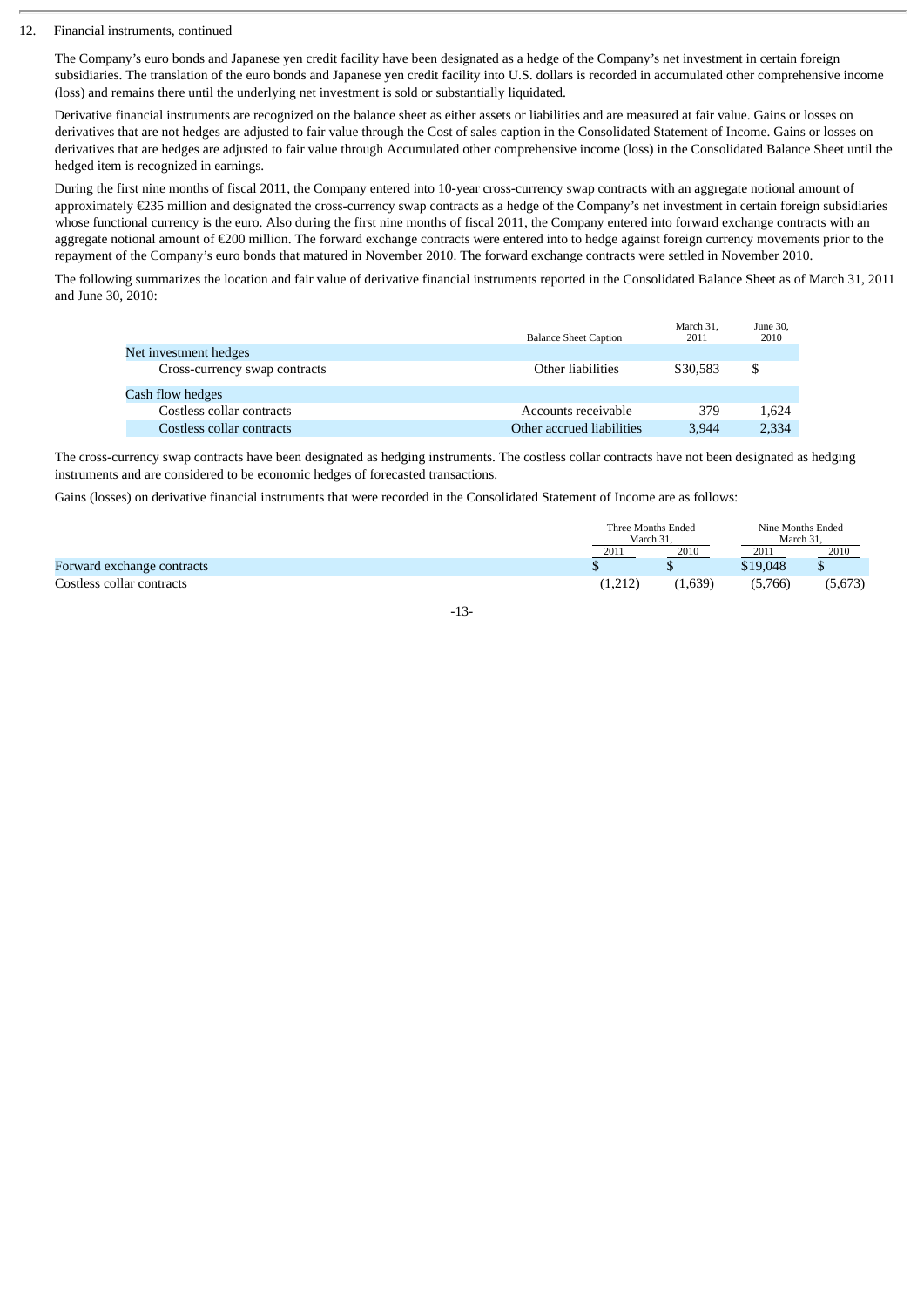12. Financial instruments, continued

The Company's euro bonds and Japanese yen credit facility have been designated as a hedge of the Company's net investment in certain foreign subsidiaries. The translation of the euro bonds and Japanese yen credit facility into U.S. dollars is recorded in accumulated other comprehensive income (loss) and remains there until the underlying net investment is sold or substantially liquidated.

Derivative financial instruments are recognized on the balance sheet as either assets or liabilities and are measured at fair value. Gains or losses on derivatives that are not hedges are adjusted to fair value through the Cost of sales caption in the Consolidated Statement of Income. Gains or losses on derivatives that are hedges are adjusted to fair value through Accumulated other comprehensive income (loss) in the Consolidated Balance Sheet until the hedged item is recognized in earnings.

During the first nine months of fiscal 2011, the Company entered into 10-year cross-currency swap contracts with an aggregate notional amount of approximately €235 million and designated the cross-currency swap contracts as a hedge of the Company's net investment in certain foreign subsidiaries whose functional currency is the euro. Also during the first nine months of fiscal 2011, the Company entered into forward exchange contracts with an aggregate notional amount of €200 million. The forward exchange contracts were entered into to hedge against foreign currency movements prior to the repayment of the Company's euro bonds that matured in November 2010. The forward exchange contracts were settled in November 2010.

The following summarizes the location and fair value of derivative financial instruments reported in the Consolidated Balance Sheet as of March 31, 2011 and June 30, 2010:

| | Balance Sheet Caption | March 31, 2011 | June 30, 2010 |
|---|---|---|---|
| Net investment hedges | | | |
| Cross-currency swap contracts | Other liabilities | $30,583 | $ |
| Cash flow hedges | | | |
| Costless collar contracts | Accounts receivable | 379 | 1,624 |
| Costless collar contracts | Other accrued liabilities | 3,944 | 2,334 |

The cross-currency swap contracts have been designated as hedging instruments. The costless collar contracts have not been designated as hedging instruments and are considered to be economic hedges of forecasted transactions.

Gains (losses) on derivative financial instruments that were recorded in the Consolidated Statement of Income are as follows:

| | Three Months Ended March 31, | | Nine Months Ended March 31, | |
|---|---|---|---|---|
| | 2011 | 2010 | 2011 | 2010 |
| Forward exchange contracts | $ | $ | $19,048 | $ |
| Costless collar contracts | (1,212) | (1,639) | (5,766) | (5,673) |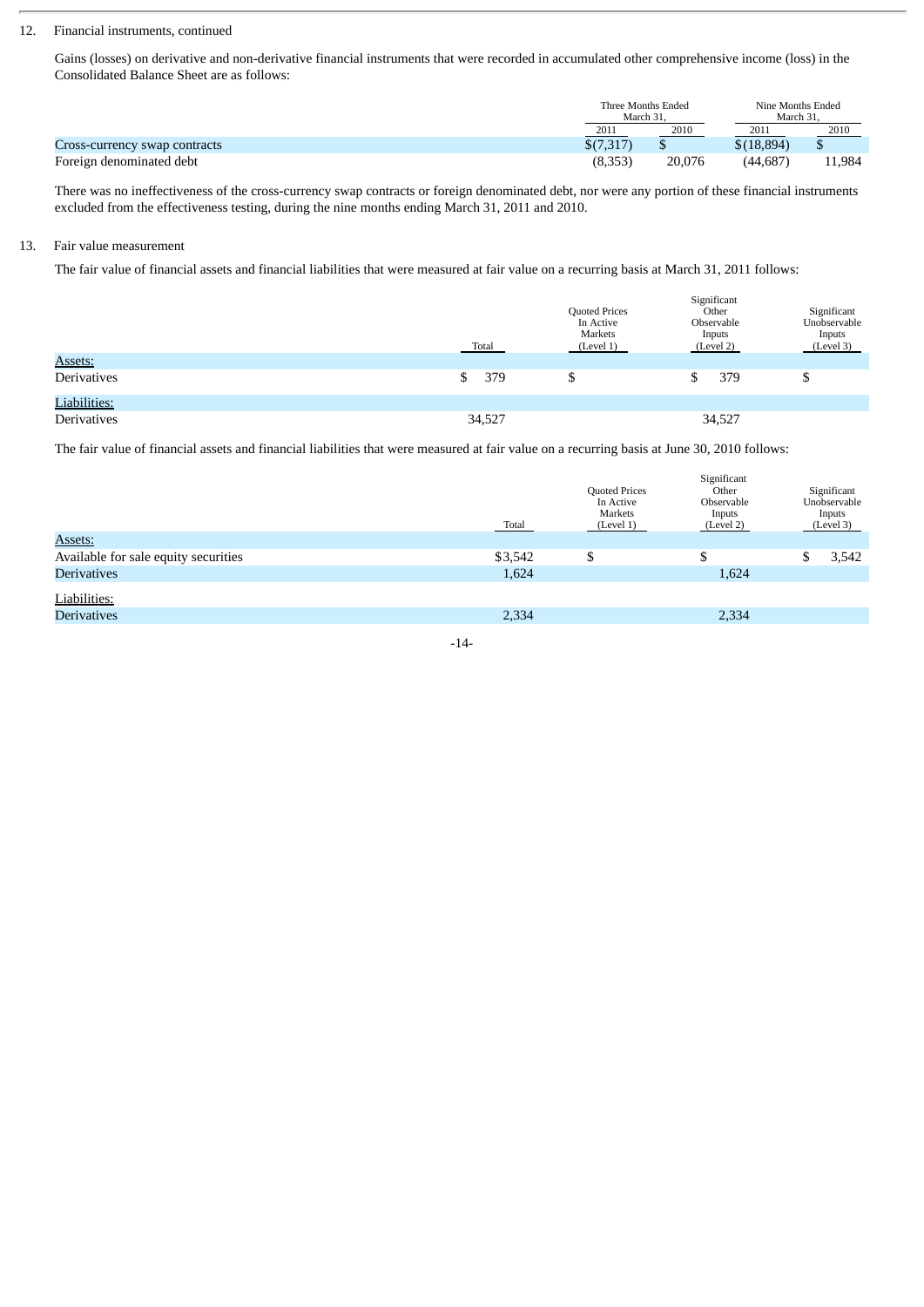12. Financial instruments, continued

Gains (losses) on derivative and non-derivative financial instruments that were recorded in accumulated other comprehensive income (loss) in the Consolidated Balance Sheet are as follows:

| | Three Months Ended March 31, | | Nine Months Ended March 31, | |
|---|---|---|---|---|
| | 2011 | 2010 | 2011 | 2010 |
| Cross-currency swap contracts | $(7,317) | $ | $(18,894) | $ |
| Foreign denominated debt | (8,353) | 20,076 | (44,687) | 11,984 |

There was no ineffectiveness of the cross-currency swap contracts or foreign denominated debt, nor were any portion of these financial instruments excluded from the effectiveness testing, during the nine months ending March 31, 2011 and 2010.

13. Fair value measurement

The fair value of financial assets and financial liabilities that were measured at fair value on a recurring basis at March 31, 2011 follows:

| | Total | Quoted Prices In Active Markets (Level 1) | Significant Other Observable Inputs (Level 2) | Significant Unobservable Inputs (Level 3) |
|---|---|---|---|---|
| Assets: | | | | |
| Derivatives | $ 379 | $ | $ 379 | $ |
| Liabilities: | | | | |
| Derivatives | 34,527 | | 34,527 | |

The fair value of financial assets and financial liabilities that were measured at fair value on a recurring basis at June 30, 2010 follows:

| | Total | Quoted Prices In Active Markets (Level 1) | Significant Other Observable Inputs (Level 2) | Significant Unobservable Inputs (Level 3) |
|---|---|---|---|---|
| Assets: | | | | |
| Available for sale equity securities | $3,542 | $ | $ | $ 3,542 |
| Derivatives | 1,624 | | 1,624 | |
| Liabilities: | | | | |
| Derivatives | 2,334 | | 2,334 | |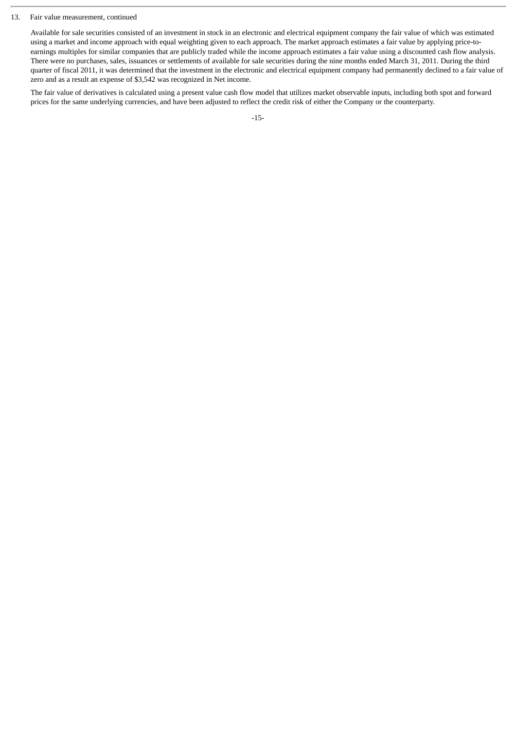13. Fair value measurement, continued

Available for sale securities consisted of an investment in stock in an electronic and electrical equipment company the fair value of which was estimated using a market and income approach with equal weighting given to each approach. The market approach estimates a fair value by applying price-to-earnings multiples for similar companies that are publicly traded while the income approach estimates a fair value using a discounted cash flow analysis. There were no purchases, sales, issuances or settlements of available for sale securities during the nine months ended March 31, 2011. During the third quarter of fiscal 2011, it was determined that the investment in the electronic and electrical equipment company had permanently declined to a fair value of zero and as a result an expense of $3,542 was recognized in Net income.

The fair value of derivatives is calculated using a present value cash flow model that utilizes market observable inputs, including both spot and forward prices for the same underlying currencies, and have been adjusted to reflect the credit risk of either the Company or the counterparty.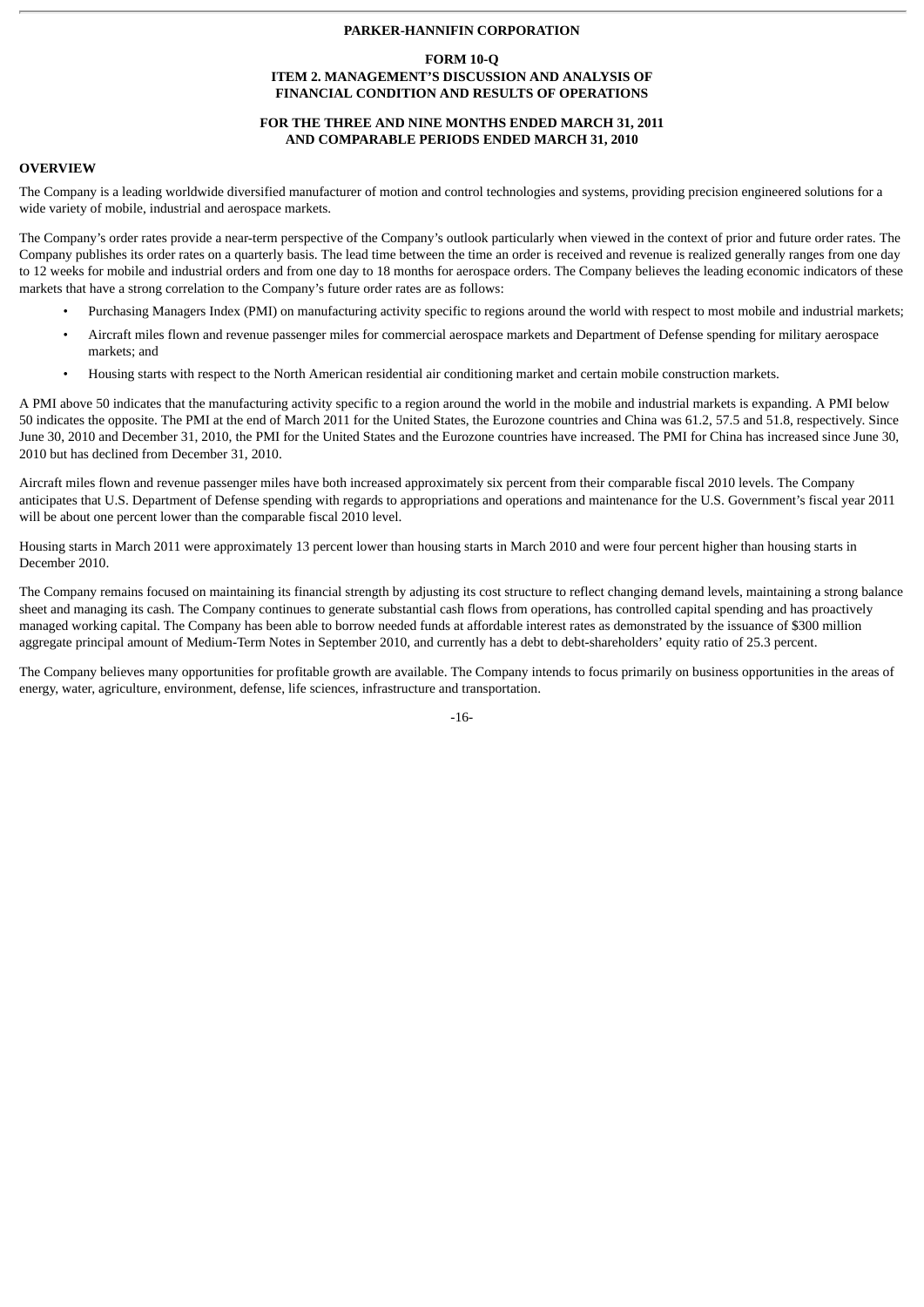**PARKER-HANNIFIN CORPORATION**

**FORM 10-Q**
**ITEM 2. MANAGEMENT'S DISCUSSION AND ANALYSIS OF FINANCIAL CONDITION AND RESULTS OF OPERATIONS**

**FOR THE THREE AND NINE MONTHS ENDED MARCH 31, 2011 AND COMPARABLE PERIODS ENDED MARCH 31, 2010**

## OVERVIEW

The Company is a leading worldwide diversified manufacturer of motion and control technologies and systems, providing precision engineered solutions for a wide variety of mobile, industrial and aerospace markets.

The Company's order rates provide a near-term perspective of the Company's outlook particularly when viewed in the context of prior and future order rates. The Company publishes its order rates on a quarterly basis. The lead time between the time an order is received and revenue is realized generally ranges from one day to 12 weeks for mobile and industrial orders and from one day to 18 months for aerospace orders. The Company believes the leading economic indicators of these markets that have a strong correlation to the Company's future order rates are as follows:

- Purchasing Managers Index (PMI) on manufacturing activity specific to regions around the world with respect to most mobile and industrial markets;
- Aircraft miles flown and revenue passenger miles for commercial aerospace markets and Department of Defense spending for military aerospace markets; and
- Housing starts with respect to the North American residential air conditioning market and certain mobile construction markets.

A PMI above 50 indicates that the manufacturing activity specific to a region around the world in the mobile and industrial markets is expanding. A PMI below 50 indicates the opposite. The PMI at the end of March 2011 for the United States, the Eurozone countries and China was 61.2, 57.5 and 51.8, respectively. Since June 30, 2010 and December 31, 2010, the PMI for the United States and the Eurozone countries have increased. The PMI for China has increased since June 30, 2010 but has declined from December 31, 2010.

Aircraft miles flown and revenue passenger miles have both increased approximately six percent from their comparable fiscal 2010 levels. The Company anticipates that U.S. Department of Defense spending with regards to appropriations and operations and maintenance for the U.S. Government's fiscal year 2011 will be about one percent lower than the comparable fiscal 2010 level.

Housing starts in March 2011 were approximately 13 percent lower than housing starts in March 2010 and were four percent higher than housing starts in December 2010.

The Company remains focused on maintaining its financial strength by adjusting its cost structure to reflect changing demand levels, maintaining a strong balance sheet and managing its cash. The Company continues to generate substantial cash flows from operations, has controlled capital spending and has proactively managed working capital. The Company has been able to borrow needed funds at affordable interest rates as demonstrated by the issuance of $300 million aggregate principal amount of Medium-Term Notes in September 2010, and currently has a debt to debt-shareholders' equity ratio of 25.3 percent.

The Company believes many opportunities for profitable growth are available. The Company intends to focus primarily on business opportunities in the areas of energy, water, agriculture, environment, defense, life sciences, infrastructure and transportation.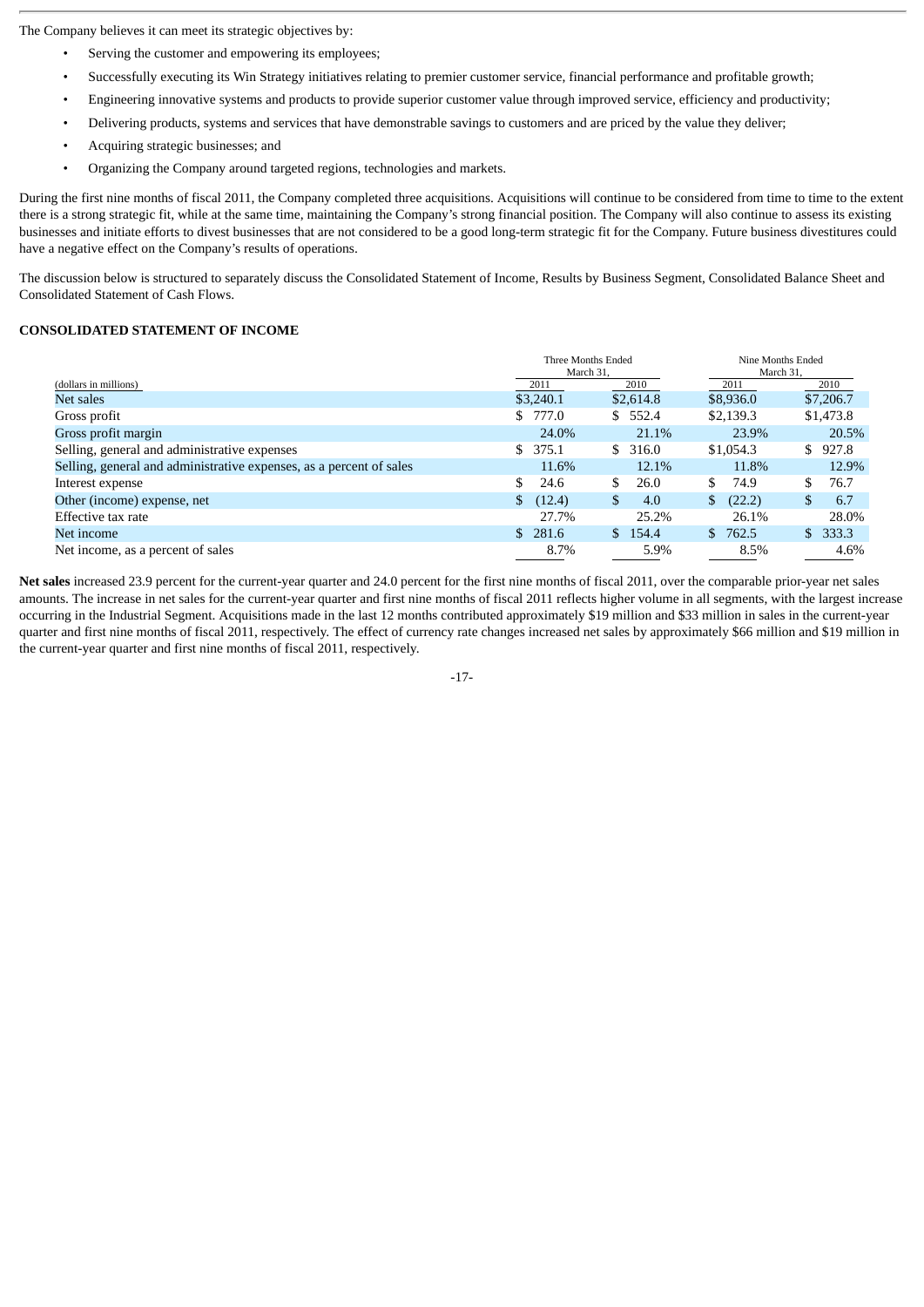The Company believes it can meet its strategic objectives by:

- Serving the customer and empowering its employees;
- Successfully executing its Win Strategy initiatives relating to premier customer service, financial performance and profitable growth;
- Engineering innovative systems and products to provide superior customer value through improved service, efficiency and productivity;
- Delivering products, systems and services that have demonstrable savings to customers and are priced by the value they deliver;
- Acquiring strategic businesses; and
- Organizing the Company around targeted regions, technologies and markets.

During the first nine months of fiscal 2011, the Company completed three acquisitions. Acquisitions will continue to be considered from time to time to the extent there is a strong strategic fit, while at the same time, maintaining the Company's strong financial position. The Company will also continue to assess its existing businesses and initiate efforts to divest businesses that are not considered to be a good long-term strategic fit for the Company. Future business divestitures could have a negative effect on the Company's results of operations.

The discussion below is structured to separately discuss the Consolidated Statement of Income, Results by Business Segment, Consolidated Balance Sheet and Consolidated Statement of Cash Flows.

## CONSOLIDATED STATEMENT OF INCOME

| (dollars in millions) | Three Months Ended March 31, 2011 | Three Months Ended March 31, 2010 | Nine Months Ended March 31, 2011 | Nine Months Ended March 31, 2010 |
|---|---|---|---|---|
| Net sales | $3,240.1 | $2,614.8 | $8,936.0 | $7,206.7 |
| Gross profit | $ 777.0 | $ 552.4 | $2,139.3 | $1,473.8 |
| Gross profit margin | 24.0% | 21.1% | 23.9% | 20.5% |
| Selling, general and administrative expenses | $ 375.1 | $ 316.0 | $1,054.3 | $ 927.8 |
| Selling, general and administrative expenses, as a percent of sales | 11.6% | 12.1% | 11.8% | 12.9% |
| Interest expense | $ 24.6 | $ 26.0 | $ 74.9 | $ 76.7 |
| Other (income) expense, net | $ (12.4) | $ 4.0 | $ (22.2) | $ 6.7 |
| Effective tax rate | 27.7% | 25.2% | 26.1% | 28.0% |
| Net income | $ 281.6 | $ 154.4 | $ 762.5 | $ 333.3 |
| Net income, as a percent of sales | 8.7% | 5.9% | 8.5% | 4.6% |

**Net sales** increased 23.9 percent for the current-year quarter and 24.0 percent for the first nine months of fiscal 2011, over the comparable prior-year net sales amounts. The increase in net sales for the current-year quarter and first nine months of fiscal 2011 reflects higher volume in all segments, with the largest increase occurring in the Industrial Segment. Acquisitions made in the last 12 months contributed approximately $19 million and $33 million in sales in the current-year quarter and first nine months of fiscal 2011, respectively. The effect of currency rate changes increased net sales by approximately $66 million and $19 million in the current-year quarter and first nine months of fiscal 2011, respectively.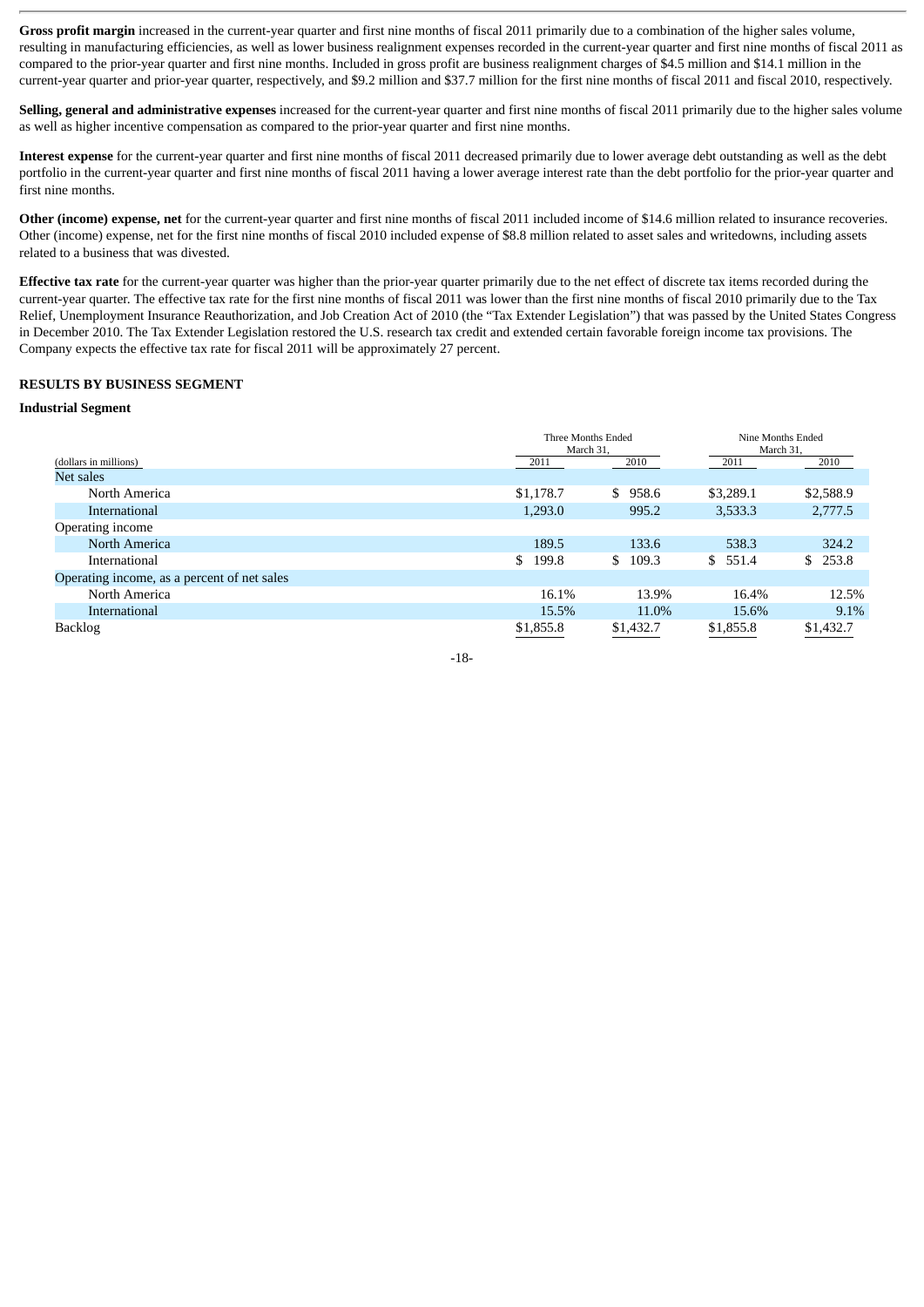**Gross profit margin** increased in the current-year quarter and first nine months of fiscal 2011 primarily due to a combination of the higher sales volume, resulting in manufacturing efficiencies, as well as lower business realignment expenses recorded in the current-year quarter and first nine months of fiscal 2011 as compared to the prior-year quarter and first nine months. Included in gross profit are business realignment charges of $4.5 million and $14.1 million in the current-year quarter and prior-year quarter, respectively, and $9.2 million and $37.7 million for the first nine months of fiscal 2011 and fiscal 2010, respectively.

**Selling, general and administrative expenses** increased for the current-year quarter and first nine months of fiscal 2011 primarily due to the higher sales volume as well as higher incentive compensation as compared to the prior-year quarter and first nine months.

**Interest expense** for the current-year quarter and first nine months of fiscal 2011 decreased primarily due to lower average debt outstanding as well as the debt portfolio in the current-year quarter and first nine months of fiscal 2011 having a lower average interest rate than the debt portfolio for the prior-year quarter and first nine months.

**Other (income) expense, net** for the current-year quarter and first nine months of fiscal 2011 included income of $14.6 million related to insurance recoveries. Other (income) expense, net for the first nine months of fiscal 2010 included expense of $8.8 million related to asset sales and writedowns, including assets related to a business that was divested.

**Effective tax rate** for the current-year quarter was higher than the prior-year quarter primarily due to the net effect of discrete tax items recorded during the current-year quarter. The effective tax rate for the first nine months of fiscal 2011 was lower than the first nine months of fiscal 2010 primarily due to the Tax Relief, Unemployment Insurance Reauthorization, and Job Creation Act of 2010 (the "Tax Extender Legislation") that was passed by the United States Congress in December 2010. The Tax Extender Legislation restored the U.S. research tax credit and extended certain favorable foreign income tax provisions. The Company expects the effective tax rate for fiscal 2011 will be approximately 27 percent.

## RESULTS BY BUSINESS SEGMENT

### Industrial Segment

| (dollars in millions) | Three Months Ended March 31, 2011 | Three Months Ended March 31, 2010 | Nine Months Ended March 31, 2011 | Nine Months Ended March 31, 2010 |
|---|---|---|---|---|
| Net sales | | | | |
| North America | $1,178.7 | $ 958.6 | $3,289.1 | $2,588.9 |
| International | 1,293.0 | 995.2 | 3,533.3 | 2,777.5 |
| Operating income | | | | |
| North America | 189.5 | 133.6 | 538.3 | 324.2 |
| International | $ 199.8 | $ 109.3 | $ 551.4 | $ 253.8 |
| Operating income, as a percent of net sales | | | | |
| North America | 16.1% | 13.9% | 16.4% | 12.5% |
| International | 15.5% | 11.0% | 15.6% | 9.1% |
| Backlog | $1,855.8 | $1,432.7 | $1,855.8 | $1,432.7 |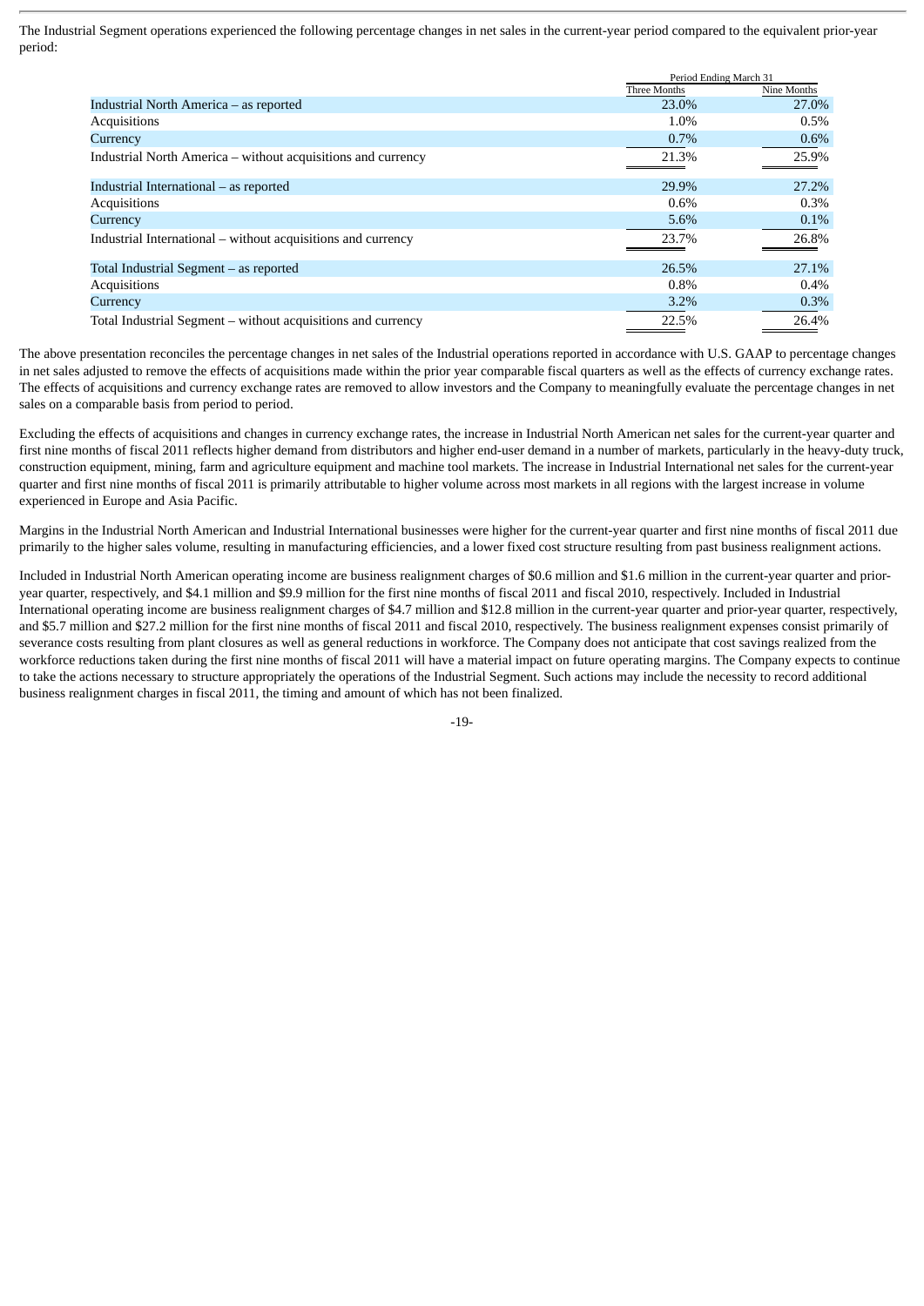The Industrial Segment operations experienced the following percentage changes in net sales in the current-year period compared to the equivalent prior-year period:

| | Period Ending March 31 | |
|---|---|---|
| | Three Months | Nine Months |
| Industrial North America – as reported | 23.0% | 27.0% |
| Acquisitions | 1.0% | 0.5% |
| Currency | 0.7% | 0.6% |
| Industrial North America – without acquisitions and currency | 21.3% | 25.9% |
| Industrial International – as reported | 29.9% | 27.2% |
| Acquisitions | 0.6% | 0.3% |
| Currency | 5.6% | 0.1% |
| Industrial International – without acquisitions and currency | 23.7% | 26.8% |
| Total Industrial Segment – as reported | 26.5% | 27.1% |
| Acquisitions | 0.8% | 0.4% |
| Currency | 3.2% | 0.3% |
| Total Industrial Segment – without acquisitions and currency | 22.5% | 26.4% |

The above presentation reconciles the percentage changes in net sales of the Industrial operations reported in accordance with U.S. GAAP to percentage changes in net sales adjusted to remove the effects of acquisitions made within the prior year comparable fiscal quarters as well as the effects of currency exchange rates. The effects of acquisitions and currency exchange rates are removed to allow investors and the Company to meaningfully evaluate the percentage changes in net sales on a comparable basis from period to period.

Excluding the effects of acquisitions and changes in currency exchange rates, the increase in Industrial North American net sales for the current-year quarter and first nine months of fiscal 2011 reflects higher demand from distributors and higher end-user demand in a number of markets, particularly in the heavy-duty truck, construction equipment, mining, farm and agriculture equipment and machine tool markets. The increase in Industrial International net sales for the current-year quarter and first nine months of fiscal 2011 is primarily attributable to higher volume across most markets in all regions with the largest increase in volume experienced in Europe and Asia Pacific.

Margins in the Industrial North American and Industrial International businesses were higher for the current-year quarter and first nine months of fiscal 2011 due primarily to the higher sales volume, resulting in manufacturing efficiencies, and a lower fixed cost structure resulting from past business realignment actions.

Included in Industrial North American operating income are business realignment charges of $0.6 million and $1.6 million in the current-year quarter and prior-year quarter, respectively, and $4.1 million and $9.9 million for the first nine months of fiscal 2011 and fiscal 2010, respectively. Included in Industrial International operating income are business realignment charges of $4.7 million and $12.8 million in the current-year quarter and prior-year quarter, respectively, and $5.7 million and $27.2 million for the first nine months of fiscal 2011 and fiscal 2010, respectively. The business realignment expenses consist primarily of severance costs resulting from plant closures as well as general reductions in workforce. The Company does not anticipate that cost savings realized from the workforce reductions taken during the first nine months of fiscal 2011 will have a material impact on future operating margins. The Company expects to continue to take the actions necessary to structure appropriately the operations of the Industrial Segment. Such actions may include the necessity to record additional business realignment charges in fiscal 2011, the timing and amount of which has not been finalized.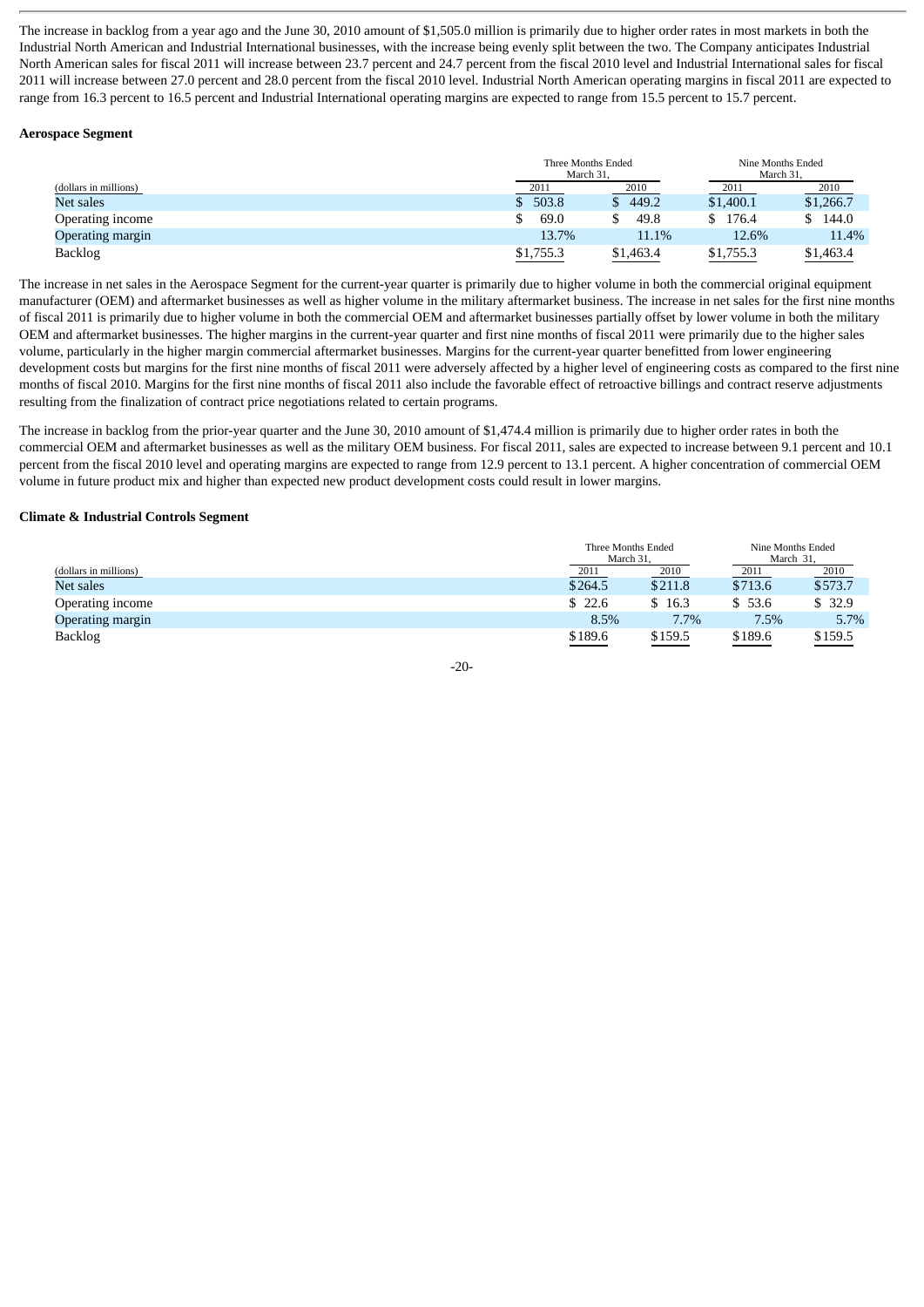The increase in backlog from a year ago and the June 30, 2010 amount of $1,505.0 million is primarily due to higher order rates in most markets in both the Industrial North American and Industrial International businesses, with the increase being evenly split between the two. The Company anticipates Industrial North American sales for fiscal 2011 will increase between 23.7 percent and 24.7 percent from the fiscal 2010 level and Industrial International sales for fiscal 2011 will increase between 27.0 percent and 28.0 percent from the fiscal 2010 level. Industrial North American operating margins in fiscal 2011 are expected to range from 16.3 percent to 16.5 percent and Industrial International operating margins are expected to range from 15.5 percent to 15.7 percent.

**Aerospace Segment**

| | Three Months Ended March 31, | | Nine Months Ended March 31, | |
|---|---|---|---|---|
| (dollars in millions) | 2011 | 2010 | 2011 | 2010 |
| Net sales | $ 503.8 | $ 449.2 | $1,400.1 | $1,266.7 |
| Operating income | $ 69.0 | $ 49.8 | $ 176.4 | $ 144.0 |
| Operating margin | 13.7% | 11.1% | 12.6% | 11.4% |
| Backlog | $1,755.3 | $1,463.4 | $1,755.3 | $1,463.4 |

The increase in net sales in the Aerospace Segment for the current-year quarter is primarily due to higher volume in both the commercial original equipment manufacturer (OEM) and aftermarket businesses as well as higher volume in the military aftermarket business. The increase in net sales for the first nine months of fiscal 2011 is primarily due to higher volume in both the commercial OEM and aftermarket businesses partially offset by lower volume in both the military OEM and aftermarket businesses. The higher margins in the current-year quarter and first nine months of fiscal 2011 were primarily due to the higher sales volume, particularly in the higher margin commercial aftermarket businesses. Margins for the current-year quarter benefitted from lower engineering development costs but margins for the first nine months of fiscal 2011 were adversely affected by a higher level of engineering costs as compared to the first nine months of fiscal 2010. Margins for the first nine months of fiscal 2011 also include the favorable effect of retroactive billings and contract reserve adjustments resulting from the finalization of contract price negotiations related to certain programs.

The increase in backlog from the prior-year quarter and the June 30, 2010 amount of $1,474.4 million is primarily due to higher order rates in both the commercial OEM and aftermarket businesses as well as the military OEM business. For fiscal 2011, sales are expected to increase between 9.1 percent and 10.1 percent from the fiscal 2010 level and operating margins are expected to range from 12.9 percent to 13.1 percent. A higher concentration of commercial OEM volume in future product mix and higher than expected new product development costs could result in lower margins.

**Climate & Industrial Controls Segment**

| | Three Months Ended March 31, | | Nine Months Ended March 31, | |
|---|---|---|---|---|
| (dollars in millions) | 2011 | 2010 | 2011 | 2010 |
| Net sales | $264.5 | $211.8 | $713.6 | $573.7 |
| Operating income | $ 22.6 | $ 16.3 | $ 53.6 | $ 32.9 |
| Operating margin | 8.5% | 7.7% | 7.5% | 5.7% |
| Backlog | $189.6 | $159.5 | $189.6 | $159.5 |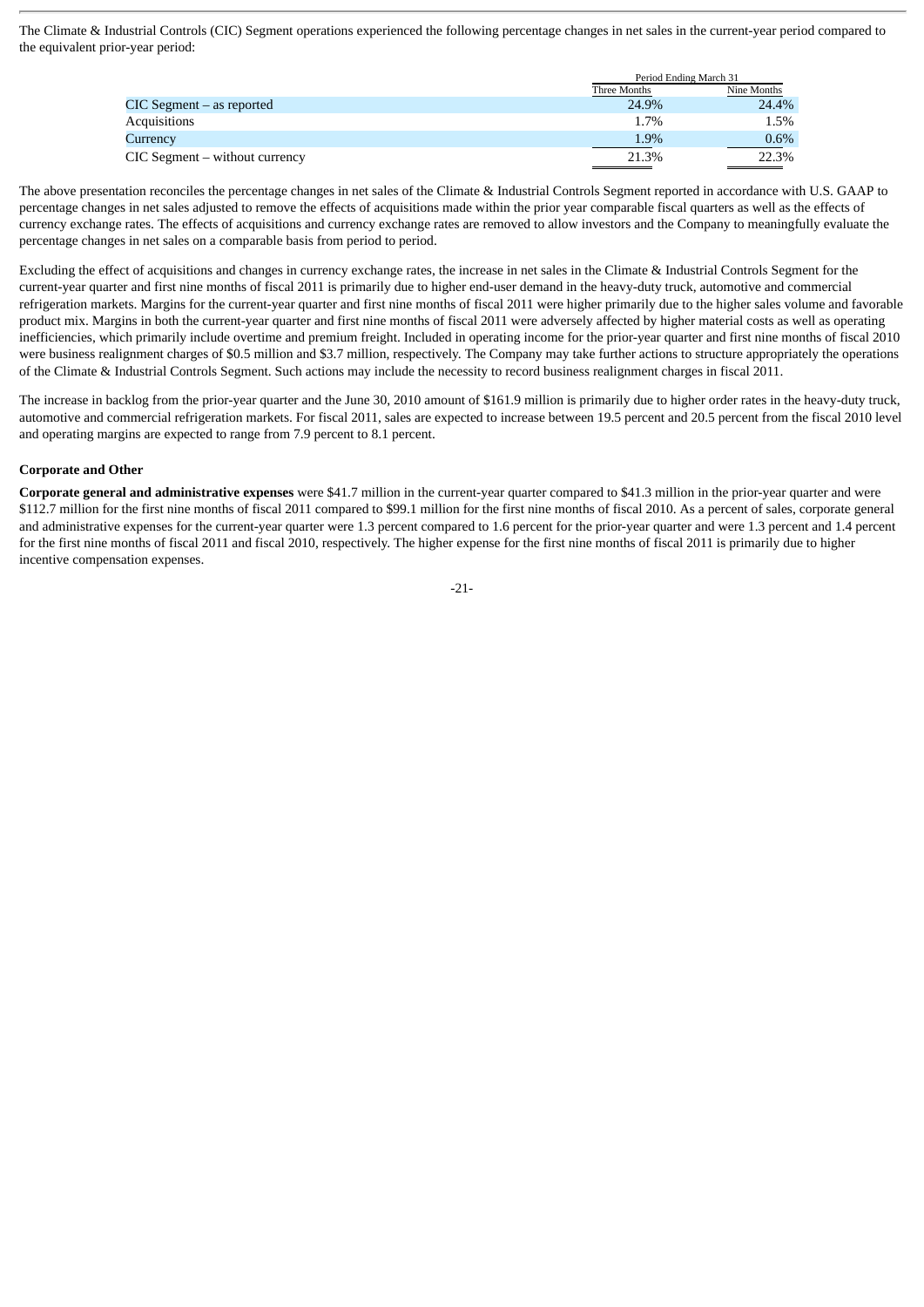The Climate & Industrial Controls (CIC) Segment operations experienced the following percentage changes in net sales in the current-year period compared to the equivalent prior-year period:

| | Period Ending March 31 | |
|---|---|---|
| | Three Months | Nine Months |
| CIC Segment – as reported | 24.9% | 24.4% |
| Acquisitions | 1.7% | 1.5% |
| Currency | 1.9% | 0.6% |
| CIC Segment – without currency | 21.3% | 22.3% |

The above presentation reconciles the percentage changes in net sales of the Climate & Industrial Controls Segment reported in accordance with U.S. GAAP to percentage changes in net sales adjusted to remove the effects of acquisitions made within the prior year comparable fiscal quarters as well as the effects of currency exchange rates. The effects of acquisitions and currency exchange rates are removed to allow investors and the Company to meaningfully evaluate the percentage changes in net sales on a comparable basis from period to period.

Excluding the effect of acquisitions and changes in currency exchange rates, the increase in net sales in the Climate & Industrial Controls Segment for the current-year quarter and first nine months of fiscal 2011 is primarily due to higher end-user demand in the heavy-duty truck, automotive and commercial refrigeration markets. Margins for the current-year quarter and first nine months of fiscal 2011 were higher primarily due to the higher sales volume and favorable product mix. Margins in both the current-year quarter and first nine months of fiscal 2011 were adversely affected by higher material costs as well as operating inefficiencies, which primarily include overtime and premium freight. Included in operating income for the prior-year quarter and first nine months of fiscal 2010 were business realignment charges of $0.5 million and $3.7 million, respectively. The Company may take further actions to structure appropriately the operations of the Climate & Industrial Controls Segment. Such actions may include the necessity to record business realignment charges in fiscal 2011.

The increase in backlog from the prior-year quarter and the June 30, 2010 amount of $161.9 million is primarily due to higher order rates in the heavy-duty truck, automotive and commercial refrigeration markets. For fiscal 2011, sales are expected to increase between 19.5 percent and 20.5 percent from the fiscal 2010 level and operating margins are expected to range from 7.9 percent to 8.1 percent.

**Corporate and Other**

**Corporate general and administrative expenses** were $41.7 million in the current-year quarter compared to $41.3 million in the prior-year quarter and were $112.7 million for the first nine months of fiscal 2011 compared to $99.1 million for the first nine months of fiscal 2010. As a percent of sales, corporate general and administrative expenses for the current-year quarter were 1.3 percent compared to 1.6 percent for the prior-year quarter and were 1.3 percent and 1.4 percent for the first nine months of fiscal 2011 and fiscal 2010, respectively. The higher expense for the first nine months of fiscal 2011 is primarily due to higher incentive compensation expenses.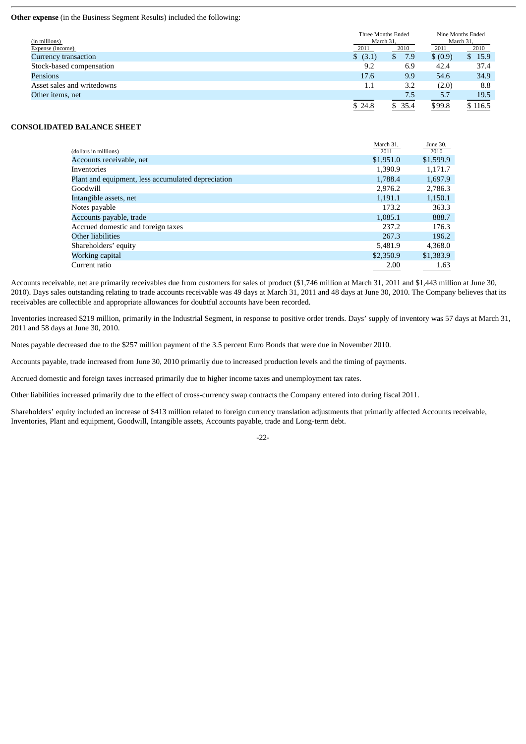**Other expense** (in the Business Segment Results) included the following:

| (in millions) Expense (income) | Three Months Ended March 31, 2011 | Three Months Ended March 31, 2010 | Nine Months Ended March 31, 2011 | Nine Months Ended March 31, 2010 |
|---|---|---|---|---|
| Currency transaction | $ (3.1) | $ 7.9 | $ (0.9) | $ 15.9 |
| Stock-based compensation | 9.2 | 6.9 | 42.4 | 37.4 |
| Pensions | 17.6 | 9.9 | 54.6 | 34.9 |
| Asset sales and writedowns | 1.1 | 3.2 | (2.0) | 8.8 |
| Other items, net | | 7.5 | 5.7 | 19.5 |
| | $ 24.8 | $ 35.4 | $99.8 | $ 116.5 |

**CONSOLIDATED BALANCE SHEET**

| (dollars in millions) | March 31, 2011 | June 30, 2010 |
|---|---|---|
| Accounts receivable, net | $1,951.0 | $1,599.9 |
| Inventories | 1,390.9 | 1,171.7 |
| Plant and equipment, less accumulated depreciation | 1,788.4 | 1,697.9 |
| Goodwill | 2,976.2 | 2,786.3 |
| Intangible assets, net | 1,191.1 | 1,150.1 |
| Notes payable | 173.2 | 363.3 |
| Accounts payable, trade | 1,085.1 | 888.7 |
| Accrued domestic and foreign taxes | 237.2 | 176.3 |
| Other liabilities | 267.3 | 196.2 |
| Shareholders' equity | 5,481.9 | 4,368.0 |
| Working capital | $2,350.9 | $1,383.9 |
| Current ratio | 2.00 | 1.63 |

Accounts receivable, net are primarily receivables due from customers for sales of product ($1,746 million at March 31, 2011 and $1,443 million at June 30, 2010). Days sales outstanding relating to trade accounts receivable was 49 days at March 31, 2011 and 48 days at June 30, 2010. The Company believes that its receivables are collectible and appropriate allowances for doubtful accounts have been recorded.

Inventories increased $219 million, primarily in the Industrial Segment, in response to positive order trends. Days' supply of inventory was 57 days at March 31, 2011 and 58 days at June 30, 2010.

Notes payable decreased due to the $257 million payment of the 3.5 percent Euro Bonds that were due in November 2010.

Accounts payable, trade increased from June 30, 2010 primarily due to increased production levels and the timing of payments.

Accrued domestic and foreign taxes increased primarily due to higher income taxes and unemployment tax rates.

Other liabilities increased primarily due to the effect of cross-currency swap contracts the Company entered into during fiscal 2011.

Shareholders' equity included an increase of $413 million related to foreign currency translation adjustments that primarily affected Accounts receivable, Inventories, Plant and equipment, Goodwill, Intangible assets, Accounts payable, trade and Long-term debt.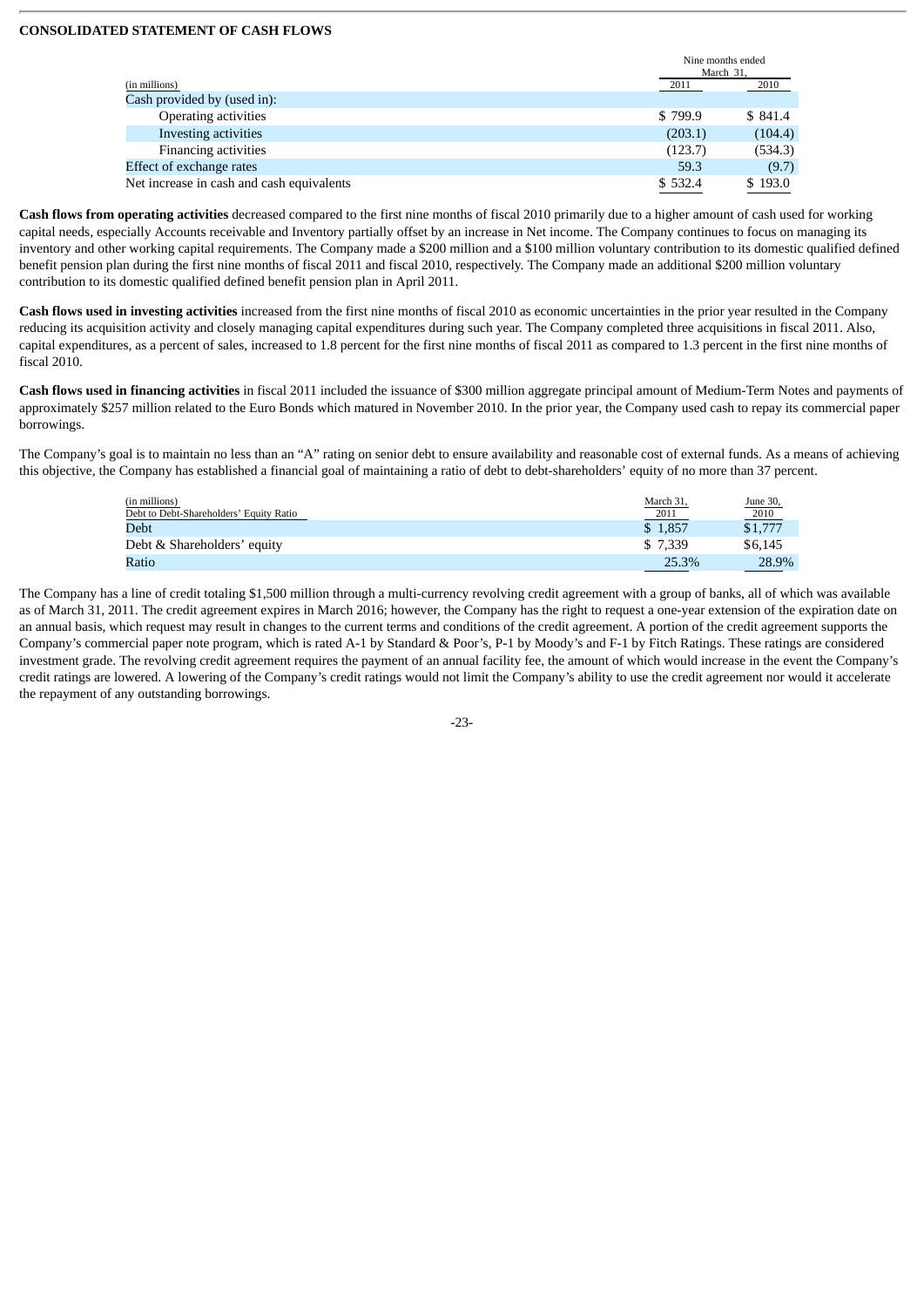**CONSOLIDATED STATEMENT OF CASH FLOWS**

| (in millions) | Nine months ended March 31, 2011 | 2010 |
|---|---|---|
| Cash provided by (used in): | | |
| Operating activities | $ 799.9 | $ 841.4 |
| Investing activities | (203.1) | (104.4) |
| Financing activities | (123.7) | (534.3) |
| Effect of exchange rates | 59.3 | (9.7) |
| Net increase in cash and cash equivalents | $ 532.4 | $ 193.0 |

**Cash flows from operating activities** decreased compared to the first nine months of fiscal 2010 primarily due to a higher amount of cash used for working capital needs, especially Accounts receivable and Inventory partially offset by an increase in Net income. The Company continues to focus on managing its inventory and other working capital requirements. The Company made a $200 million and a $100 million voluntary contribution to its domestic qualified defined benefit pension plan during the first nine months of fiscal 2011 and fiscal 2010, respectively. The Company made an additional $200 million voluntary contribution to its domestic qualified defined benefit pension plan in April 2011.

**Cash flows used in investing activities** increased from the first nine months of fiscal 2010 as economic uncertainties in the prior year resulted in the Company reducing its acquisition activity and closely managing capital expenditures during such year. The Company completed three acquisitions in fiscal 2011. Also, capital expenditures, as a percent of sales, increased to 1.8 percent for the first nine months of fiscal 2011 as compared to 1.3 percent in the first nine months of fiscal 2010.

**Cash flows used in financing activities** in fiscal 2011 included the issuance of $300 million aggregate principal amount of Medium-Term Notes and payments of approximately $257 million related to the Euro Bonds which matured in November 2010. In the prior year, the Company used cash to repay its commercial paper borrowings.

The Company's goal is to maintain no less than an "A" rating on senior debt to ensure availability and reasonable cost of external funds. As a means of achieving this objective, the Company has established a financial goal of maintaining a ratio of debt to debt-shareholders' equity of no more than 37 percent.

| (in millions) Debt to Debt-Shareholders' Equity Ratio | March 31, 2011 | June 30, 2010 |
|---|---|---|
| Debt | $ 1,857 | $1,777 |
| Debt & Shareholders' equity | $ 7,339 | $6,145 |
| Ratio | 25.3% | 28.9% |

The Company has a line of credit totaling $1,500 million through a multi-currency revolving credit agreement with a group of banks, all of which was available as of March 31, 2011. The credit agreement expires in March 2016; however, the Company has the right to request a one-year extension of the expiration date on an annual basis, which request may result in changes to the current terms and conditions of the credit agreement. A portion of the credit agreement supports the Company's commercial paper note program, which is rated A-1 by Standard & Poor's, P-1 by Moody's and F-1 by Fitch Ratings. These ratings are considered investment grade. The revolving credit agreement requires the payment of an annual facility fee, the amount of which would increase in the event the Company's credit ratings are lowered. A lowering of the Company's credit ratings would not limit the Company's ability to use the credit agreement nor would it accelerate the repayment of any outstanding borrowings.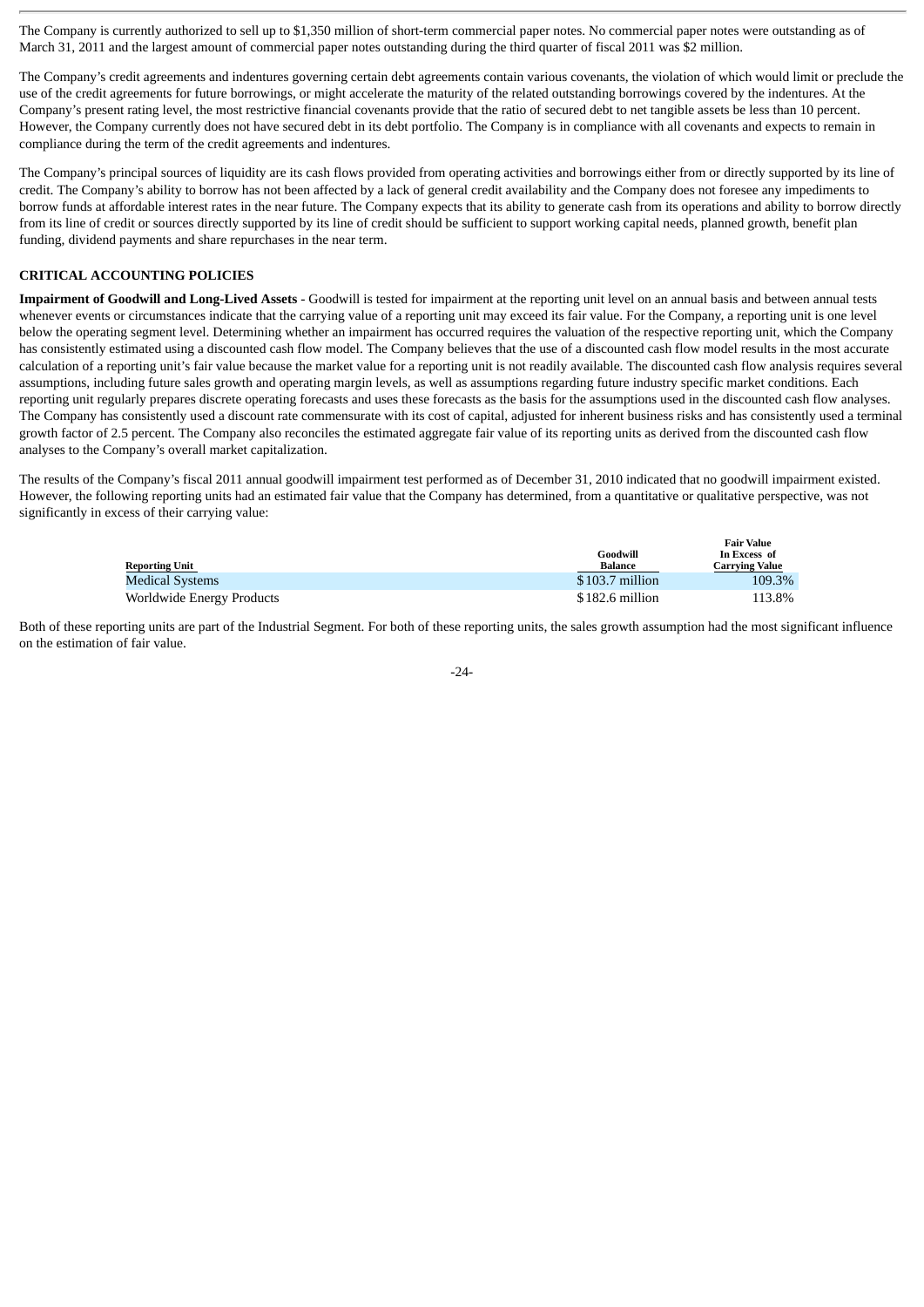The Company is currently authorized to sell up to $1,350 million of short-term commercial paper notes. No commercial paper notes were outstanding as of March 31, 2011 and the largest amount of commercial paper notes outstanding during the third quarter of fiscal 2011 was $2 million.

The Company's credit agreements and indentures governing certain debt agreements contain various covenants, the violation of which would limit or preclude the use of the credit agreements for future borrowings, or might accelerate the maturity of the related outstanding borrowings covered by the indentures. At the Company's present rating level, the most restrictive financial covenants provide that the ratio of secured debt to net tangible assets be less than 10 percent. However, the Company currently does not have secured debt in its debt portfolio. The Company is in compliance with all covenants and expects to remain in compliance during the term of the credit agreements and indentures.

The Company's principal sources of liquidity are its cash flows provided from operating activities and borrowings either from or directly supported by its line of credit. The Company's ability to borrow has not been affected by a lack of general credit availability and the Company does not foresee any impediments to borrow funds at affordable interest rates in the near future. The Company expects that its ability to generate cash from its operations and ability to borrow directly from its line of credit or sources directly supported by its line of credit should be sufficient to support working capital needs, planned growth, benefit plan funding, dividend payments and share repurchases in the near term.

**CRITICAL ACCOUNTING POLICIES**

**Impairment of Goodwill and Long-Lived Assets** - Goodwill is tested for impairment at the reporting unit level on an annual basis and between annual tests whenever events or circumstances indicate that the carrying value of a reporting unit may exceed its fair value. For the Company, a reporting unit is one level below the operating segment level. Determining whether an impairment has occurred requires the valuation of the respective reporting unit, which the Company has consistently estimated using a discounted cash flow model. The Company believes that the use of a discounted cash flow model results in the most accurate calculation of a reporting unit's fair value because the market value for a reporting unit is not readily available. The discounted cash flow analysis requires several assumptions, including future sales growth and operating margin levels, as well as assumptions regarding future industry specific market conditions. Each reporting unit regularly prepares discrete operating forecasts and uses these forecasts as the basis for the assumptions used in the discounted cash flow analyses. The Company has consistently used a discount rate commensurate with its cost of capital, adjusted for inherent business risks and has consistently used a terminal growth factor of 2.5 percent. The Company also reconciles the estimated aggregate fair value of its reporting units as derived from the discounted cash flow analyses to the Company's overall market capitalization.

The results of the Company's fiscal 2011 annual goodwill impairment test performed as of December 31, 2010 indicated that no goodwill impairment existed. However, the following reporting units had an estimated fair value that the Company has determined, from a quantitative or qualitative perspective, was not significantly in excess of their carrying value:

| Reporting Unit | Goodwill Balance | Fair Value In Excess of Carrying Value |
|---|---|---|
| Medical Systems | $103.7 million | 109.3% |
| Worldwide Energy Products | $182.6 million | 113.8% |

Both of these reporting units are part of the Industrial Segment. For both of these reporting units, the sales growth assumption had the most significant influence on the estimation of fair value.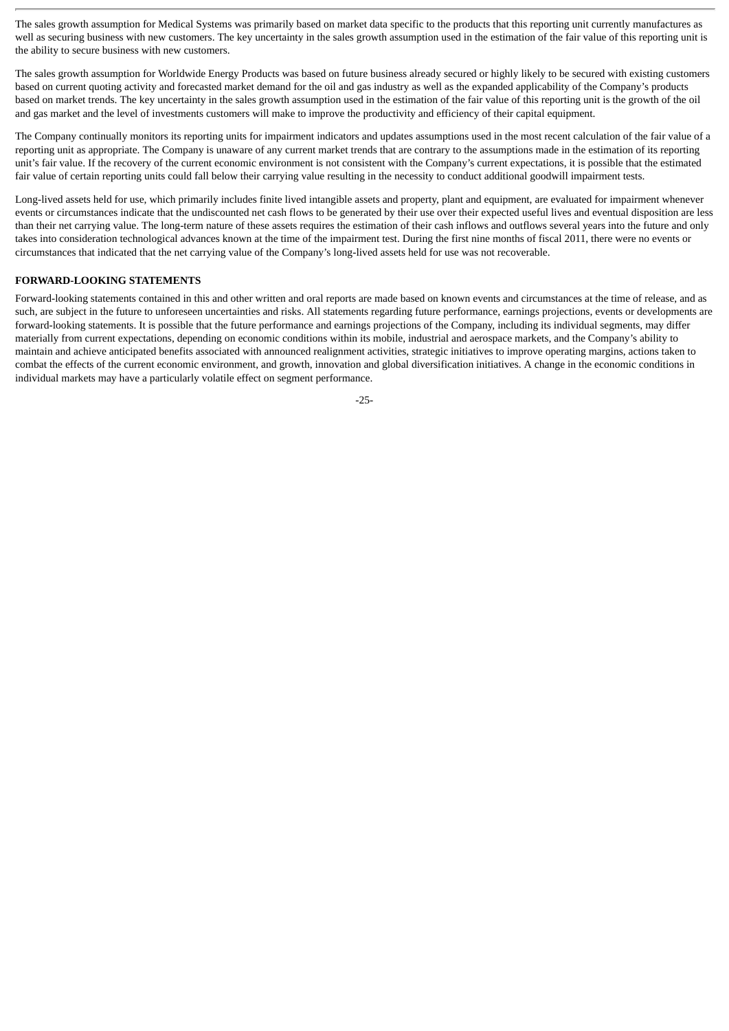The sales growth assumption for Medical Systems was primarily based on market data specific to the products that this reporting unit currently manufactures as well as securing business with new customers. The key uncertainty in the sales growth assumption used in the estimation of the fair value of this reporting unit is the ability to secure business with new customers.

The sales growth assumption for Worldwide Energy Products was based on future business already secured or highly likely to be secured with existing customers based on current quoting activity and forecasted market demand for the oil and gas industry as well as the expanded applicability of the Company's products based on market trends. The key uncertainty in the sales growth assumption used in the estimation of the fair value of this reporting unit is the growth of the oil and gas market and the level of investments customers will make to improve the productivity and efficiency of their capital equipment.

The Company continually monitors its reporting units for impairment indicators and updates assumptions used in the most recent calculation of the fair value of a reporting unit as appropriate. The Company is unaware of any current market trends that are contrary to the assumptions made in the estimation of its reporting unit's fair value. If the recovery of the current economic environment is not consistent with the Company's current expectations, it is possible that the estimated fair value of certain reporting units could fall below their carrying value resulting in the necessity to conduct additional goodwill impairment tests.

Long-lived assets held for use, which primarily includes finite lived intangible assets and property, plant and equipment, are evaluated for impairment whenever events or circumstances indicate that the undiscounted net cash flows to be generated by their use over their expected useful lives and eventual disposition are less than their net carrying value. The long-term nature of these assets requires the estimation of their cash inflows and outflows several years into the future and only takes into consideration technological advances known at the time of the impairment test. During the first nine months of fiscal 2011, there were no events or circumstances that indicated that the net carrying value of the Company's long-lived assets held for use was not recoverable.

**FORWARD-LOOKING STATEMENTS**

Forward-looking statements contained in this and other written and oral reports are made based on known events and circumstances at the time of release, and as such, are subject in the future to unforeseen uncertainties and risks. All statements regarding future performance, earnings projections, events or developments are forward-looking statements. It is possible that the future performance and earnings projections of the Company, including its individual segments, may differ materially from current expectations, depending on economic conditions within its mobile, industrial and aerospace markets, and the Company's ability to maintain and achieve anticipated benefits associated with announced realignment activities, strategic initiatives to improve operating margins, actions taken to combat the effects of the current economic environment, and growth, innovation and global diversification initiatives. A change in the economic conditions in individual markets may have a particularly volatile effect on segment performance.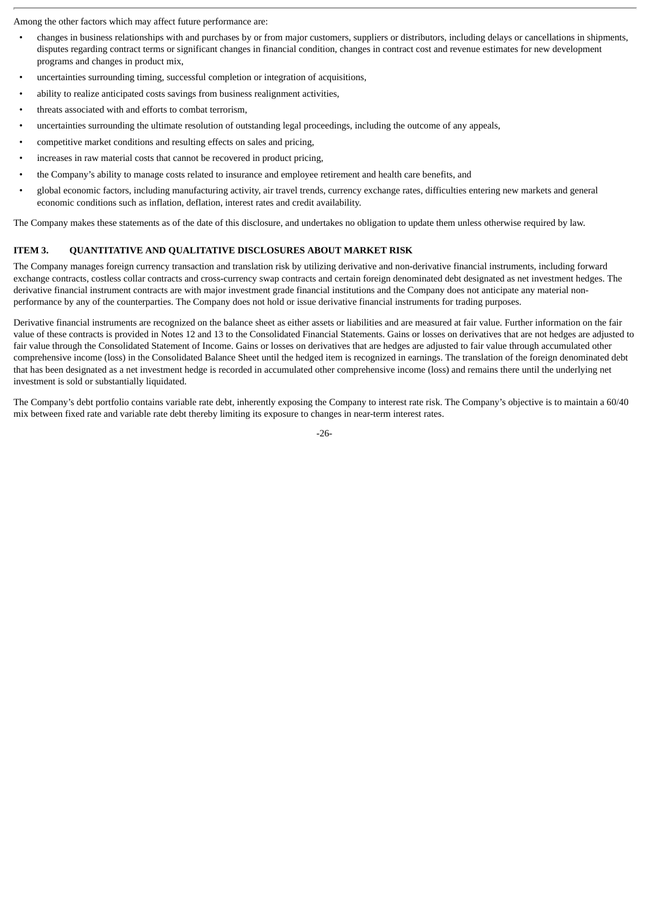Among the other factors which may affect future performance are:

- changes in business relationships with and purchases by or from major customers, suppliers or distributors, including delays or cancellations in shipments, disputes regarding contract terms or significant changes in financial condition, changes in contract cost and revenue estimates for new development programs and changes in product mix,
- uncertainties surrounding timing, successful completion or integration of acquisitions,
- ability to realize anticipated costs savings from business realignment activities,
- threats associated with and efforts to combat terrorism,
- uncertainties surrounding the ultimate resolution of outstanding legal proceedings, including the outcome of any appeals,
- competitive market conditions and resulting effects on sales and pricing,
- increases in raw material costs that cannot be recovered in product pricing,
- the Company's ability to manage costs related to insurance and employee retirement and health care benefits, and
- global economic factors, including manufacturing activity, air travel trends, currency exchange rates, difficulties entering new markets and general economic conditions such as inflation, deflation, interest rates and credit availability.

The Company makes these statements as of the date of this disclosure, and undertakes no obligation to update them unless otherwise required by law.

## ITEM 3. QUANTITATIVE AND QUALITATIVE DISCLOSURES ABOUT MARKET RISK

The Company manages foreign currency transaction and translation risk by utilizing derivative and non-derivative financial instruments, including forward exchange contracts, costless collar contracts and cross-currency swap contracts and certain foreign denominated debt designated as net investment hedges. The derivative financial instrument contracts are with major investment grade financial institutions and the Company does not anticipate any material non-performance by any of the counterparties. The Company does not hold or issue derivative financial instruments for trading purposes.

Derivative financial instruments are recognized on the balance sheet as either assets or liabilities and are measured at fair value. Further information on the fair value of these contracts is provided in Notes 12 and 13 to the Consolidated Financial Statements. Gains or losses on derivatives that are not hedges are adjusted to fair value through the Consolidated Statement of Income. Gains or losses on derivatives that are hedges are adjusted to fair value through accumulated other comprehensive income (loss) in the Consolidated Balance Sheet until the hedged item is recognized in earnings. The translation of the foreign denominated debt that has been designated as a net investment hedge is recorded in accumulated other comprehensive income (loss) and remains there until the underlying net investment is sold or substantially liquidated.

The Company's debt portfolio contains variable rate debt, inherently exposing the Company to interest rate risk. The Company's objective is to maintain a 60/40 mix between fixed rate and variable rate debt thereby limiting its exposure to changes in near-term interest rates.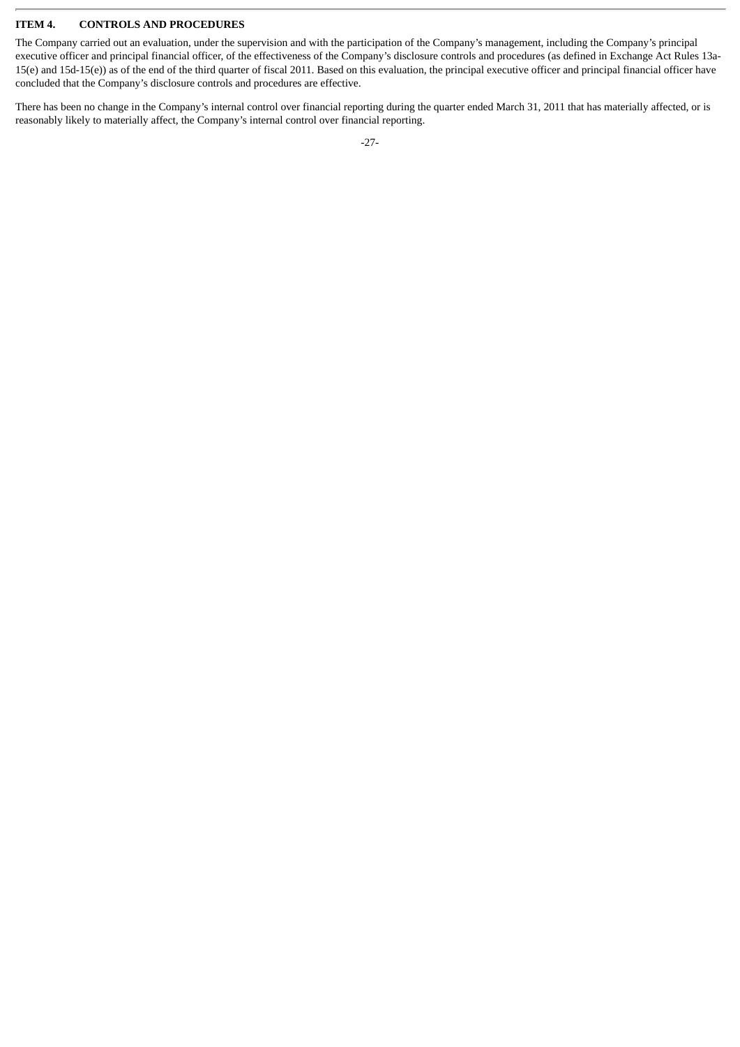## ITEM 4. CONTROLS AND PROCEDURES

The Company carried out an evaluation, under the supervision and with the participation of the Company's management, including the Company's principal executive officer and principal financial officer, of the effectiveness of the Company's disclosure controls and procedures (as defined in Exchange Act Rules 13a-15(e) and 15d-15(e)) as of the end of the third quarter of fiscal 2011. Based on this evaluation, the principal executive officer and principal financial officer have concluded that the Company's disclosure controls and procedures are effective.

There has been no change in the Company's internal control over financial reporting during the quarter ended March 31, 2011 that has materially affected, or is reasonably likely to materially affect, the Company's internal control over financial reporting.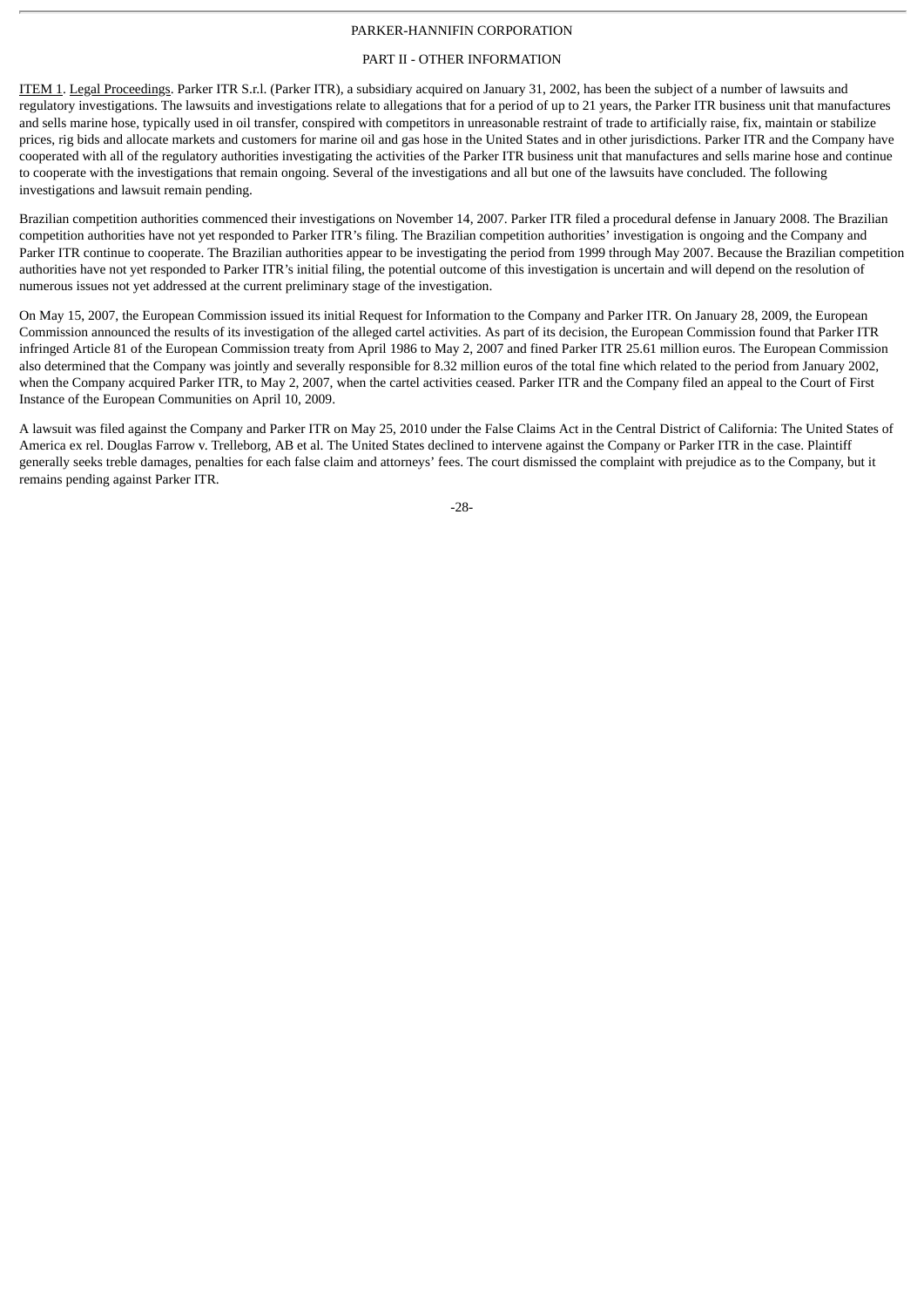PARKER-HANNIFIN CORPORATION

PART II - OTHER INFORMATION

ITEM 1. Legal Proceedings. Parker ITR S.r.l. (Parker ITR), a subsidiary acquired on January 31, 2002, has been the subject of a number of lawsuits and regulatory investigations. The lawsuits and investigations relate to allegations that for a period of up to 21 years, the Parker ITR business unit that manufactures and sells marine hose, typically used in oil transfer, conspired with competitors in unreasonable restraint of trade to artificially raise, fix, maintain or stabilize prices, rig bids and allocate markets and customers for marine oil and gas hose in the United States and in other jurisdictions. Parker ITR and the Company have cooperated with all of the regulatory authorities investigating the activities of the Parker ITR business unit that manufactures and sells marine hose and continue to cooperate with the investigations that remain ongoing. Several of the investigations and all but one of the lawsuits have concluded. The following investigations and lawsuit remain pending.

Brazilian competition authorities commenced their investigations on November 14, 2007. Parker ITR filed a procedural defense in January 2008. The Brazilian competition authorities have not yet responded to Parker ITR's filing. The Brazilian competition authorities' investigation is ongoing and the Company and Parker ITR continue to cooperate. The Brazilian authorities appear to be investigating the period from 1999 through May 2007. Because the Brazilian competition authorities have not yet responded to Parker ITR's initial filing, the potential outcome of this investigation is uncertain and will depend on the resolution of numerous issues not yet addressed at the current preliminary stage of the investigation.

On May 15, 2007, the European Commission issued its initial Request for Information to the Company and Parker ITR. On January 28, 2009, the European Commission announced the results of its investigation of the alleged cartel activities. As part of its decision, the European Commission found that Parker ITR infringed Article 81 of the European Commission treaty from April 1986 to May 2, 2007 and fined Parker ITR 25.61 million euros. The European Commission also determined that the Company was jointly and severally responsible for 8.32 million euros of the total fine which related to the period from January 2002, when the Company acquired Parker ITR, to May 2, 2007, when the cartel activities ceased. Parker ITR and the Company filed an appeal to the Court of First Instance of the European Communities on April 10, 2009.

A lawsuit was filed against the Company and Parker ITR on May 25, 2010 under the False Claims Act in the Central District of California: The United States of America ex rel. Douglas Farrow v. Trelleborg, AB et al. The United States declined to intervene against the Company or Parker ITR in the case. Plaintiff generally seeks treble damages, penalties for each false claim and attorneys' fees. The court dismissed the complaint with prejudice as to the Company, but it remains pending against Parker ITR.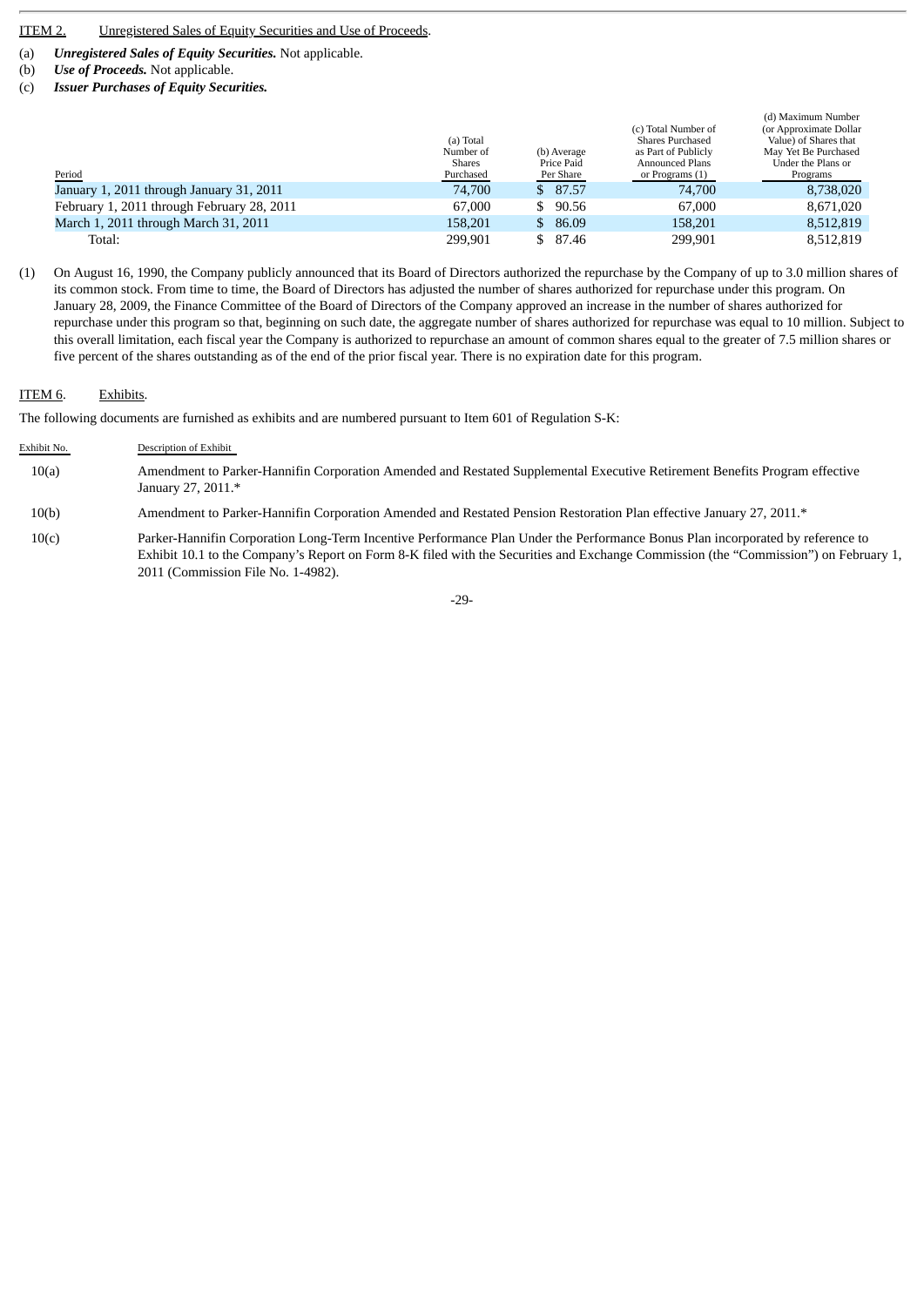ITEM 2. Unregistered Sales of Equity Securities and Use of Proceeds.

(a) ***Unregistered Sales of Equity Securities.*** Not applicable.

(b) ***Use of Proceeds.*** Not applicable.

(c) ***Issuer Purchases of Equity Securities.***

| Period | (a) Total Number of Shares Purchased | (b) Average Price Paid Per Share | (c) Total Number of Shares Purchased as Part of Publicly Announced Plans or Programs (1) | (d) Maximum Number (or Approximate Dollar Value) of Shares that May Yet Be Purchased Under the Plans or Programs |
|---|---|---|---|---|
| January 1, 2011 through January 31, 2011 | 74,700 | $ 87.57 | 74,700 | 8,738,020 |
| February 1, 2011 through February 28, 2011 | 67,000 | $ 90.56 | 67,000 | 8,671,020 |
| March 1, 2011 through March 31, 2011 | 158,201 | $ 86.09 | 158,201 | 8,512,819 |
| Total: | 299,901 | $ 87.46 | 299,901 | 8,512,819 |

(1) On August 16, 1990, the Company publicly announced that its Board of Directors authorized the repurchase by the Company of up to 3.0 million shares of its common stock. From time to time, the Board of Directors has adjusted the number of shares authorized for repurchase under this program. On January 28, 2009, the Finance Committee of the Board of Directors of the Company approved an increase in the number of shares authorized for repurchase under this program so that, beginning on such date, the aggregate number of shares authorized for repurchase was equal to 10 million. Subject to this overall limitation, each fiscal year the Company is authorized to repurchase an amount of common shares equal to the greater of 7.5 million shares or five percent of the shares outstanding as of the end of the prior fiscal year. There is no expiration date for this program.

ITEM 6. Exhibits.

The following documents are furnished as exhibits and are numbered pursuant to Item 601 of Regulation S-K:

| Exhibit No. | Description of Exhibit |
|---|---|
| 10(a) | Amendment to Parker-Hannifin Corporation Amended and Restated Supplemental Executive Retirement Benefits Program effective January 27, 2011.* |
| 10(b) | Amendment to Parker-Hannifin Corporation Amended and Restated Pension Restoration Plan effective January 27, 2011.* |
| 10(c) | Parker-Hannifin Corporation Long-Term Incentive Performance Plan Under the Performance Bonus Plan incorporated by reference to Exhibit 10.1 to the Company's Report on Form 8-K filed with the Securities and Exchange Commission (the "Commission") on February 1, 2011 (Commission File No. 1-4982). |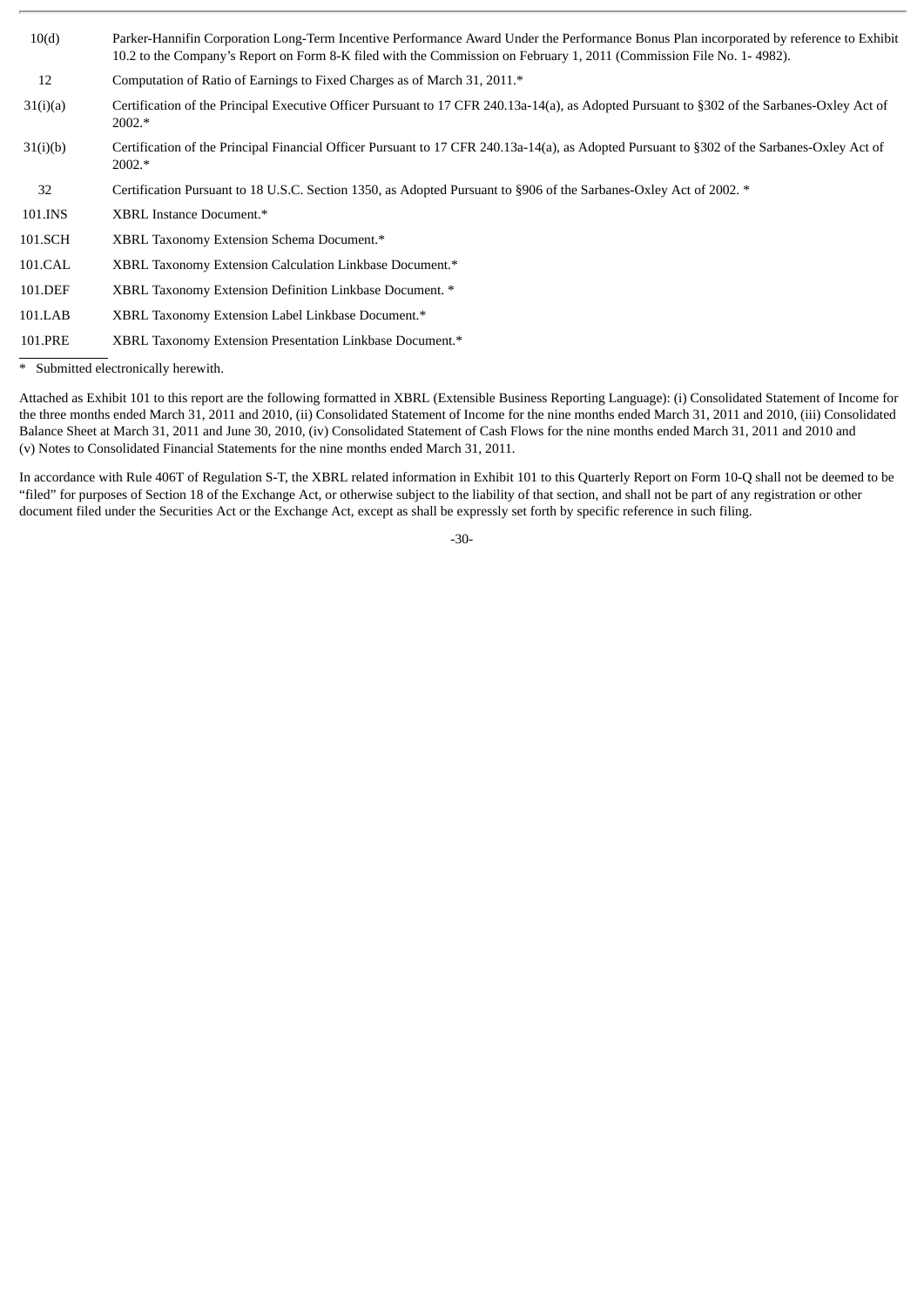| | |
|---|---|
| 10(d) | Parker-Hannifin Corporation Long-Term Incentive Performance Award Under the Performance Bonus Plan incorporated by reference to Exhibit 10.2 to the Company's Report on Form 8-K filed with the Commission on February 1, 2011 (Commission File No. 1- 4982). |
| 12 | Computation of Ratio of Earnings to Fixed Charges as of March 31, 2011.* |
| 31(i)(a) | Certification of the Principal Executive Officer Pursuant to 17 CFR 240.13a-14(a), as Adopted Pursuant to §302 of the Sarbanes-Oxley Act of 2002.* |
| 31(i)(b) | Certification of the Principal Financial Officer Pursuant to 17 CFR 240.13a-14(a), as Adopted Pursuant to §302 of the Sarbanes-Oxley Act of 2002.* |
| 32 | Certification Pursuant to 18 U.S.C. Section 1350, as Adopted Pursuant to §906 of the Sarbanes-Oxley Act of 2002. * |
| 101.INS | XBRL Instance Document.* |
| 101.SCH | XBRL Taxonomy Extension Schema Document.* |
| 101.CAL | XBRL Taxonomy Extension Calculation Linkbase Document.* |
| 101.DEF | XBRL Taxonomy Extension Definition Linkbase Document. * |
| 101.LAB | XBRL Taxonomy Extension Label Linkbase Document.* |
| 101.PRE | XBRL Taxonomy Extension Presentation Linkbase Document.* |

\* Submitted electronically herewith.

Attached as Exhibit 101 to this report are the following formatted in XBRL (Extensible Business Reporting Language): (i) Consolidated Statement of Income for the three months ended March 31, 2011 and 2010, (ii) Consolidated Statement of Income for the nine months ended March 31, 2011 and 2010, (iii) Consolidated Balance Sheet at March 31, 2011 and June 30, 2010, (iv) Consolidated Statement of Cash Flows for the nine months ended March 31, 2011 and 2010 and (v) Notes to Consolidated Financial Statements for the nine months ended March 31, 2011.

In accordance with Rule 406T of Regulation S-T, the XBRL related information in Exhibit 101 to this Quarterly Report on Form 10-Q shall not be deemed to be "filed" for purposes of Section 18 of the Exchange Act, or otherwise subject to the liability of that section, and shall not be part of any registration or other document filed under the Securities Act or the Exchange Act, except as shall be expressly set forth by specific reference in such filing.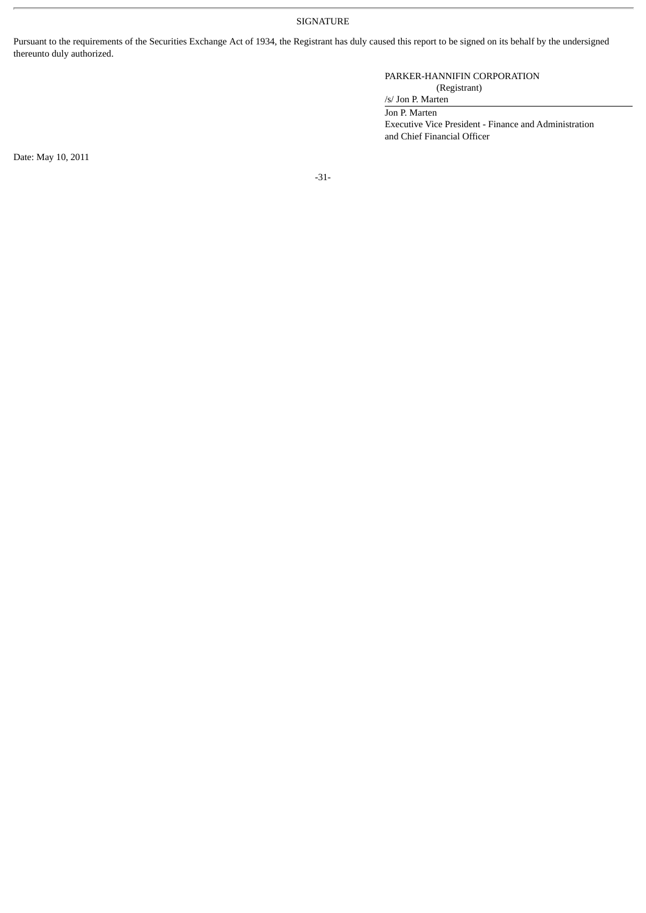## SIGNATURE

Pursuant to the requirements of the Securities Exchange Act of 1934, the Registrant has duly caused this report to be signed on its behalf by the undersigned thereunto duly authorized.

PARKER-HANNIFIN CORPORATION
(Registrant)

/s/ Jon P. Marten

Jon P. Marten
Executive Vice President - Finance and Administration
and Chief Financial Officer

Date: May 10, 2011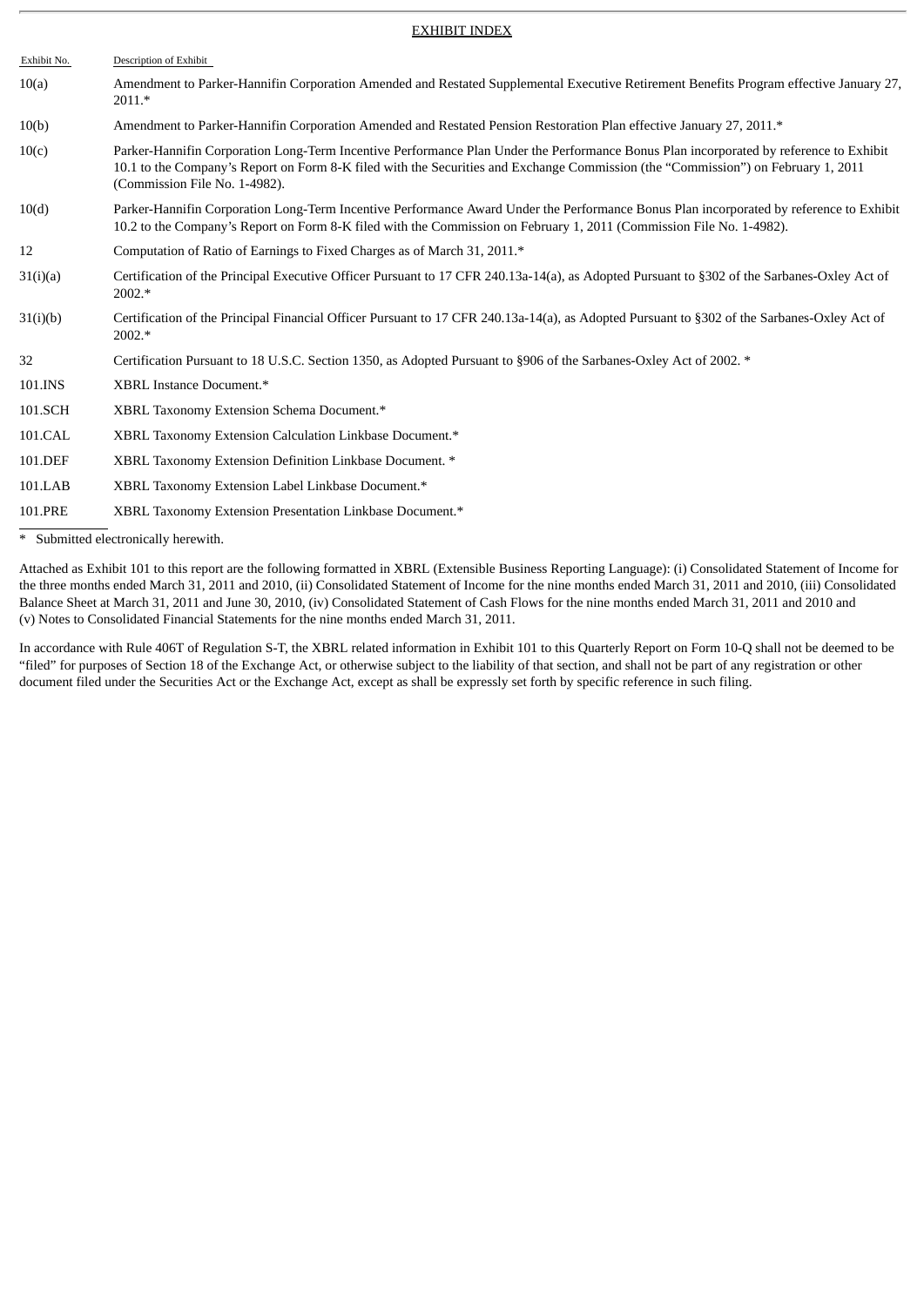## EXHIBIT INDEX

| Exhibit No. | Description of Exhibit |
|---|---|
| 10(a) | Amendment to Parker-Hannifin Corporation Amended and Restated Supplemental Executive Retirement Benefits Program effective January 27, 2011.* |
| 10(b) | Amendment to Parker-Hannifin Corporation Amended and Restated Pension Restoration Plan effective January 27, 2011.* |
| 10(c) | Parker-Hannifin Corporation Long-Term Incentive Performance Plan Under the Performance Bonus Plan incorporated by reference to Exhibit 10.1 to the Company's Report on Form 8-K filed with the Securities and Exchange Commission (the "Commission") on February 1, 2011 (Commission File No. 1-4982). |
| 10(d) | Parker-Hannifin Corporation Long-Term Incentive Performance Award Under the Performance Bonus Plan incorporated by reference to Exhibit 10.2 to the Company's Report on Form 8-K filed with the Commission on February 1, 2011 (Commission File No. 1-4982). |
| 12 | Computation of Ratio of Earnings to Fixed Charges as of March 31, 2011.* |
| 31(i)(a) | Certification of the Principal Executive Officer Pursuant to 17 CFR 240.13a-14(a), as Adopted Pursuant to §302 of the Sarbanes-Oxley Act of 2002.* |
| 31(i)(b) | Certification of the Principal Financial Officer Pursuant to 17 CFR 240.13a-14(a), as Adopted Pursuant to §302 of the Sarbanes-Oxley Act of 2002.* |
| 32 | Certification Pursuant to 18 U.S.C. Section 1350, as Adopted Pursuant to §906 of the Sarbanes-Oxley Act of 2002. * |
| 101.INS | XBRL Instance Document.* |
| 101.SCH | XBRL Taxonomy Extension Schema Document.* |
| 101.CAL | XBRL Taxonomy Extension Calculation Linkbase Document.* |
| 101.DEF | XBRL Taxonomy Extension Definition Linkbase Document. * |
| 101.LAB | XBRL Taxonomy Extension Label Linkbase Document.* |
| 101.PRE | XBRL Taxonomy Extension Presentation Linkbase Document.* |

\* Submitted electronically herewith.

Attached as Exhibit 101 to this report are the following formatted in XBRL (Extensible Business Reporting Language): (i) Consolidated Statement of Income for the three months ended March 31, 2011 and 2010, (ii) Consolidated Statement of Income for the nine months ended March 31, 2011 and 2010, (iii) Consolidated Balance Sheet at March 31, 2011 and June 30, 2010, (iv) Consolidated Statement of Cash Flows for the nine months ended March 31, 2011 and 2010 and (v) Notes to Consolidated Financial Statements for the nine months ended March 31, 2011.

In accordance with Rule 406T of Regulation S-T, the XBRL related information in Exhibit 101 to this Quarterly Report on Form 10-Q shall not be deemed to be "filed" for purposes of Section 18 of the Exchange Act, or otherwise subject to the liability of that section, and shall not be part of any registration or other document filed under the Securities Act or the Exchange Act, except as shall be expressly set forth by specific reference in such filing.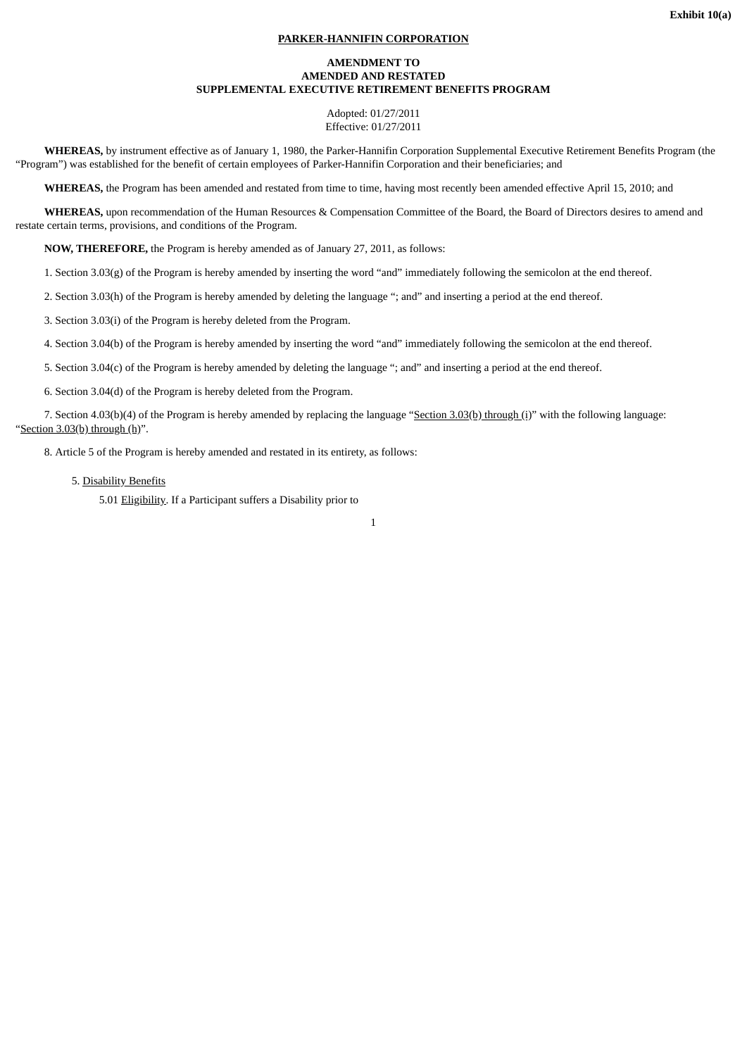**Exhibit 10(a)**

**PARKER-HANNIFIN CORPORATION**

**AMENDMENT TO**
**AMENDED AND RESTATED**
**SUPPLEMENTAL EXECUTIVE RETIREMENT BENEFITS PROGRAM**

Adopted: 01/27/2011
Effective: 01/27/2011

**WHEREAS,** by instrument effective as of January 1, 1980, the Parker-Hannifin Corporation Supplemental Executive Retirement Benefits Program (the "Program") was established for the benefit of certain employees of Parker-Hannifin Corporation and their beneficiaries; and

**WHEREAS,** the Program has been amended and restated from time to time, having most recently been amended effective April 15, 2010; and

**WHEREAS,** upon recommendation of the Human Resources & Compensation Committee of the Board, the Board of Directors desires to amend and restate certain terms, provisions, and conditions of the Program.

**NOW, THEREFORE,** the Program is hereby amended as of January 27, 2011, as follows:

1. Section 3.03(g) of the Program is hereby amended by inserting the word "and" immediately following the semicolon at the end thereof.

2. Section 3.03(h) of the Program is hereby amended by deleting the language "; and" and inserting a period at the end thereof.

3. Section 3.03(i) of the Program is hereby deleted from the Program.

4. Section 3.04(b) of the Program is hereby amended by inserting the word "and" immediately following the semicolon at the end thereof.

5. Section 3.04(c) of the Program is hereby amended by deleting the language "; and" and inserting a period at the end thereof.

6. Section 3.04(d) of the Program is hereby deleted from the Program.

7. Section 4.03(b)(4) of the Program is hereby amended by replacing the language "Section 3.03(b) through (i)" with the following language: "Section 3.03(b) through (h)".

8. Article 5 of the Program is hereby amended and restated in its entirety, as follows:

5. Disability Benefits

5.01 Eligibility. If a Participant suffers a Disability prior to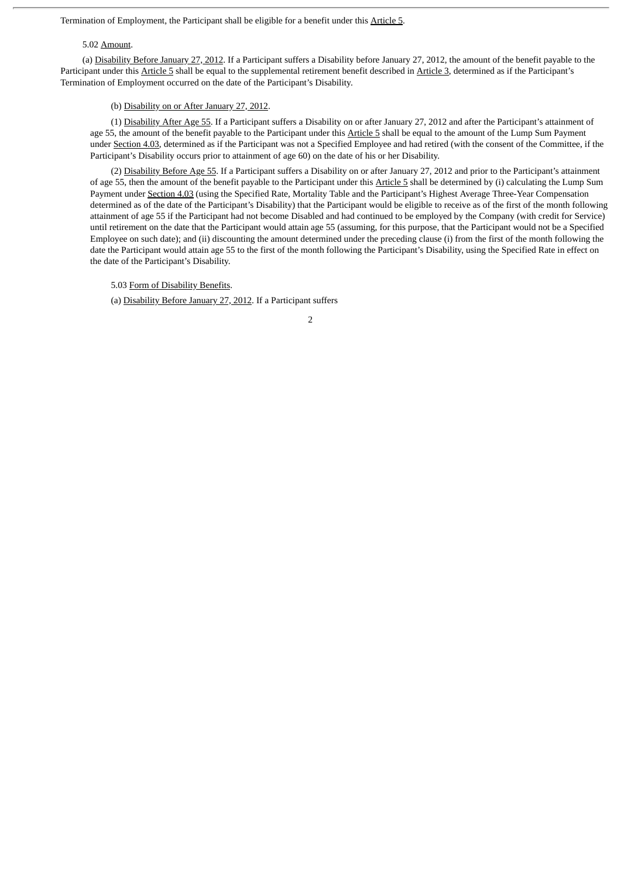Termination of Employment, the Participant shall be eligible for a benefit under this Article 5.

5.02 Amount.

(a) Disability Before January 27, 2012. If a Participant suffers a Disability before January 27, 2012, the amount of the benefit payable to the Participant under this Article 5 shall be equal to the supplemental retirement benefit described in Article 3, determined as if the Participant's Termination of Employment occurred on the date of the Participant's Disability.

(b) Disability on or After January 27, 2012.

(1) Disability After Age 55. If a Participant suffers a Disability on or after January 27, 2012 and after the Participant's attainment of age 55, the amount of the benefit payable to the Participant under this Article 5 shall be equal to the amount of the Lump Sum Payment under Section 4.03, determined as if the Participant was not a Specified Employee and had retired (with the consent of the Committee, if the Participant's Disability occurs prior to attainment of age 60) on the date of his or her Disability.

(2) Disability Before Age 55. If a Participant suffers a Disability on or after January 27, 2012 and prior to the Participant's attainment of age 55, then the amount of the benefit payable to the Participant under this Article 5 shall be determined by (i) calculating the Lump Sum Payment under Section 4.03 (using the Specified Rate, Mortality Table and the Participant's Highest Average Three-Year Compensation determined as of the date of the Participant's Disability) that the Participant would be eligible to receive as of the first of the month following attainment of age 55 if the Participant had not become Disabled and had continued to be employed by the Company (with credit for Service) until retirement on the date that the Participant would attain age 55 (assuming, for this purpose, that the Participant would not be a Specified Employee on such date); and (ii) discounting the amount determined under the preceding clause (i) from the first of the month following the date the Participant would attain age 55 to the first of the month following the Participant's Disability, using the Specified Rate in effect on the date of the Participant's Disability.

5.03 Form of Disability Benefits.

(a) Disability Before January 27, 2012. If a Participant suffers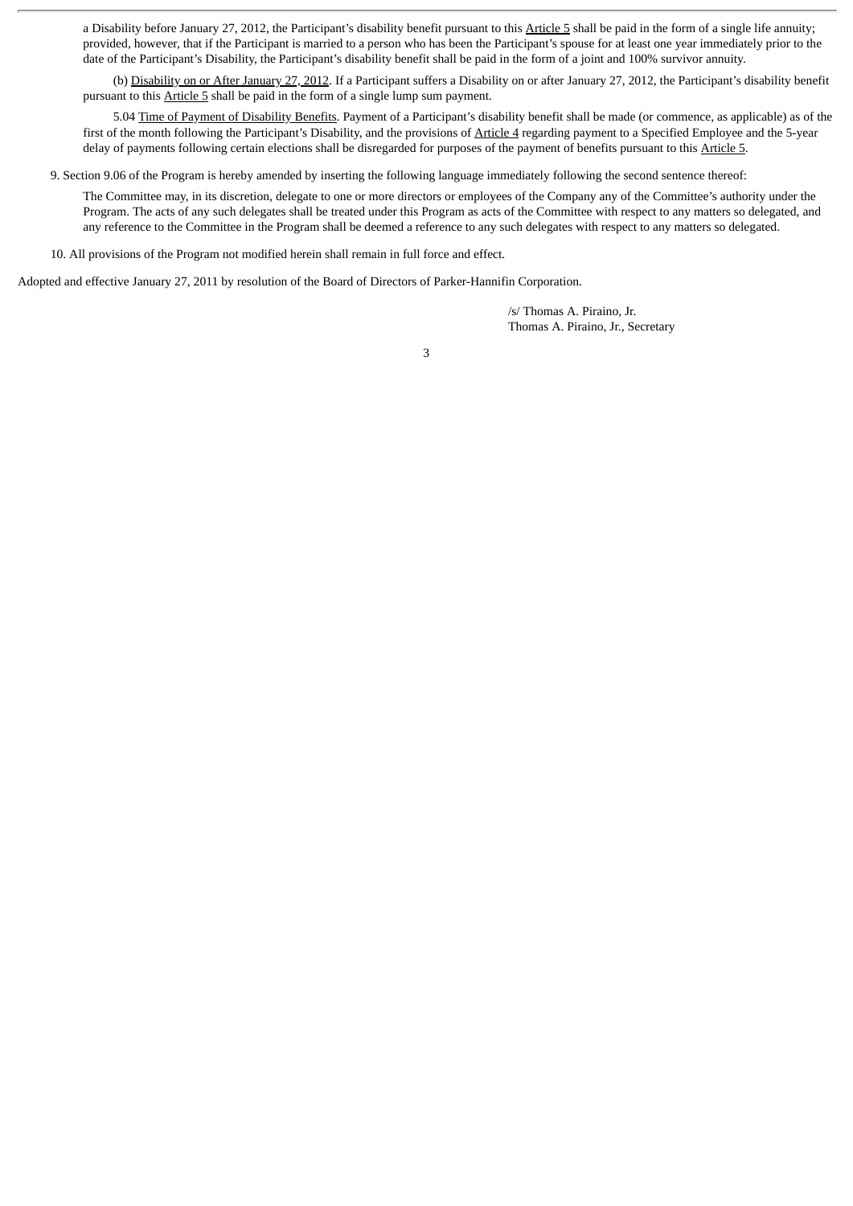a Disability before January 27, 2012, the Participant's disability benefit pursuant to this Article 5 shall be paid in the form of a single life annuity; provided, however, that if the Participant is married to a person who has been the Participant's spouse for at least one year immediately prior to the date of the Participant's Disability, the Participant's disability benefit shall be paid in the form of a joint and 100% survivor annuity.

(b) Disability on or After January 27, 2012. If a Participant suffers a Disability on or after January 27, 2012, the Participant's disability benefit pursuant to this Article 5 shall be paid in the form of a single lump sum payment.

5.04 Time of Payment of Disability Benefits. Payment of a Participant's disability benefit shall be made (or commence, as applicable) as of the first of the month following the Participant's Disability, and the provisions of Article 4 regarding payment to a Specified Employee and the 5-year delay of payments following certain elections shall be disregarded for purposes of the payment of benefits pursuant to this Article 5.

9. Section 9.06 of the Program is hereby amended by inserting the following language immediately following the second sentence thereof:

The Committee may, in its discretion, delegate to one or more directors or employees of the Company any of the Committee's authority under the Program. The acts of any such delegates shall be treated under this Program as acts of the Committee with respect to any matters so delegated, and any reference to the Committee in the Program shall be deemed a reference to any such delegates with respect to any matters so delegated.

10. All provisions of the Program not modified herein shall remain in full force and effect.

Adopted and effective January 27, 2011 by resolution of the Board of Directors of Parker-Hannifin Corporation.

/s/ Thomas A. Piraino, Jr.
Thomas A. Piraino, Jr., Secretary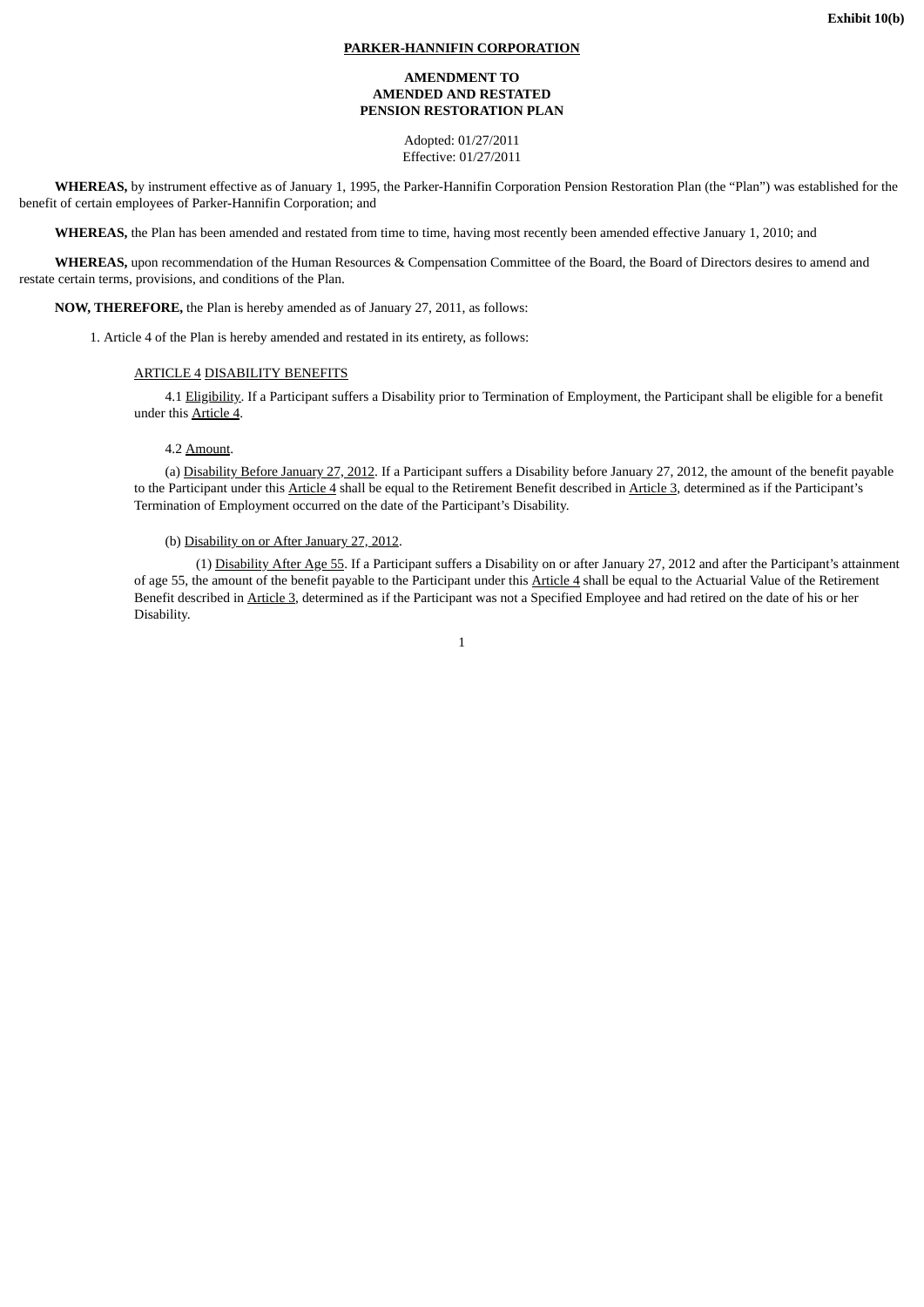**Exhibit 10(b)**

**PARKER-HANNIFIN CORPORATION**

**AMENDMENT TO
AMENDED AND RESTATED
PENSION RESTORATION PLAN**

Adopted: 01/27/2011
Effective: 01/27/2011

**WHEREAS,** by instrument effective as of January 1, 1995, the Parker-Hannifin Corporation Pension Restoration Plan (the "Plan") was established for the benefit of certain employees of Parker-Hannifin Corporation; and

**WHEREAS,** the Plan has been amended and restated from time to time, having most recently been amended effective January 1, 2010; and

**WHEREAS,** upon recommendation of the Human Resources & Compensation Committee of the Board, the Board of Directors desires to amend and restate certain terms, provisions, and conditions of the Plan.

**NOW, THEREFORE,** the Plan is hereby amended as of January 27, 2011, as follows:

1. Article 4 of the Plan is hereby amended and restated in its entirety, as follows:

ARTICLE 4 DISABILITY BENEFITS

4.1 Eligibility. If a Participant suffers a Disability prior to Termination of Employment, the Participant shall be eligible for a benefit under this Article 4.

4.2 Amount.

(a) Disability Before January 27, 2012. If a Participant suffers a Disability before January 27, 2012, the amount of the benefit payable to the Participant under this Article 4 shall be equal to the Retirement Benefit described in Article 3, determined as if the Participant's Termination of Employment occurred on the date of the Participant's Disability.

(b) Disability on or After January 27, 2012.

(1) Disability After Age 55. If a Participant suffers a Disability on or after January 27, 2012 and after the Participant's attainment of age 55, the amount of the benefit payable to the Participant under this Article 4 shall be equal to the Actuarial Value of the Retirement Benefit described in Article 3, determined as if the Participant was not a Specified Employee and had retired on the date of his or her Disability.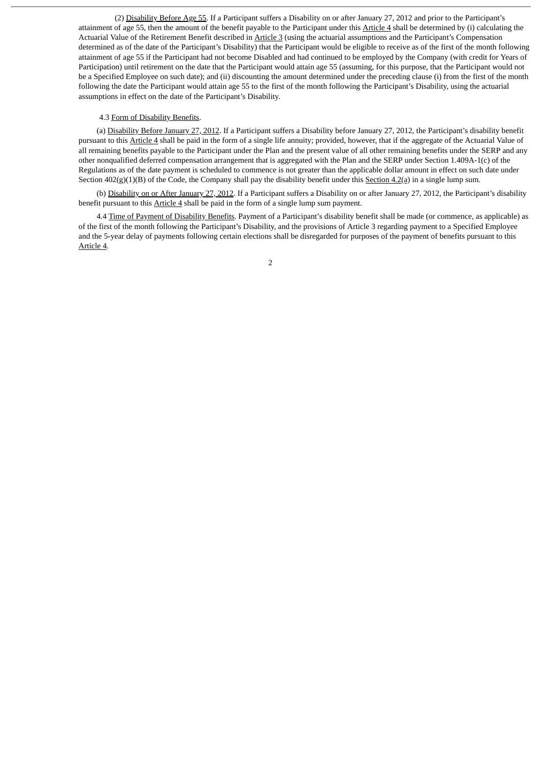(2) Disability Before Age 55. If a Participant suffers a Disability on or after January 27, 2012 and prior to the Participant's attainment of age 55, then the amount of the benefit payable to the Participant under this Article 4 shall be determined by (i) calculating the Actuarial Value of the Retirement Benefit described in Article 3 (using the actuarial assumptions and the Participant's Compensation determined as of the date of the Participant's Disability) that the Participant would be eligible to receive as of the first of the month following attainment of age 55 if the Participant had not become Disabled and had continued to be employed by the Company (with credit for Years of Participation) until retirement on the date that the Participant would attain age 55 (assuming, for this purpose, that the Participant would not be a Specified Employee on such date); and (ii) discounting the amount determined under the preceding clause (i) from the first of the month following the date the Participant would attain age 55 to the first of the month following the Participant's Disability, using the actuarial assumptions in effect on the date of the Participant's Disability.

4.3 Form of Disability Benefits.

(a) Disability Before January 27, 2012. If a Participant suffers a Disability before January 27, 2012, the Participant's disability benefit pursuant to this Article 4 shall be paid in the form of a single life annuity; provided, however, that if the aggregate of the Actuarial Value of all remaining benefits payable to the Participant under the Plan and the present value of all other remaining benefits under the SERP and any other nonqualified deferred compensation arrangement that is aggregated with the Plan and the SERP under Section 1.409A-1(c) of the Regulations as of the date payment is scheduled to commence is not greater than the applicable dollar amount in effect on such date under Section 402(g)(1)(B) of the Code, the Company shall pay the disability benefit under this Section 4.2(a) in a single lump sum.

(b) Disability on or After January 27, 2012. If a Participant suffers a Disability on or after January 27, 2012, the Participant's disability benefit pursuant to this Article 4 shall be paid in the form of a single lump sum payment.

4.4 Time of Payment of Disability Benefits. Payment of a Participant's disability benefit shall be made (or commence, as applicable) as of the first of the month following the Participant's Disability, and the provisions of Article 3 regarding payment to a Specified Employee and the 5-year delay of payments following certain elections shall be disregarded for purposes of the payment of benefits pursuant to this Article 4.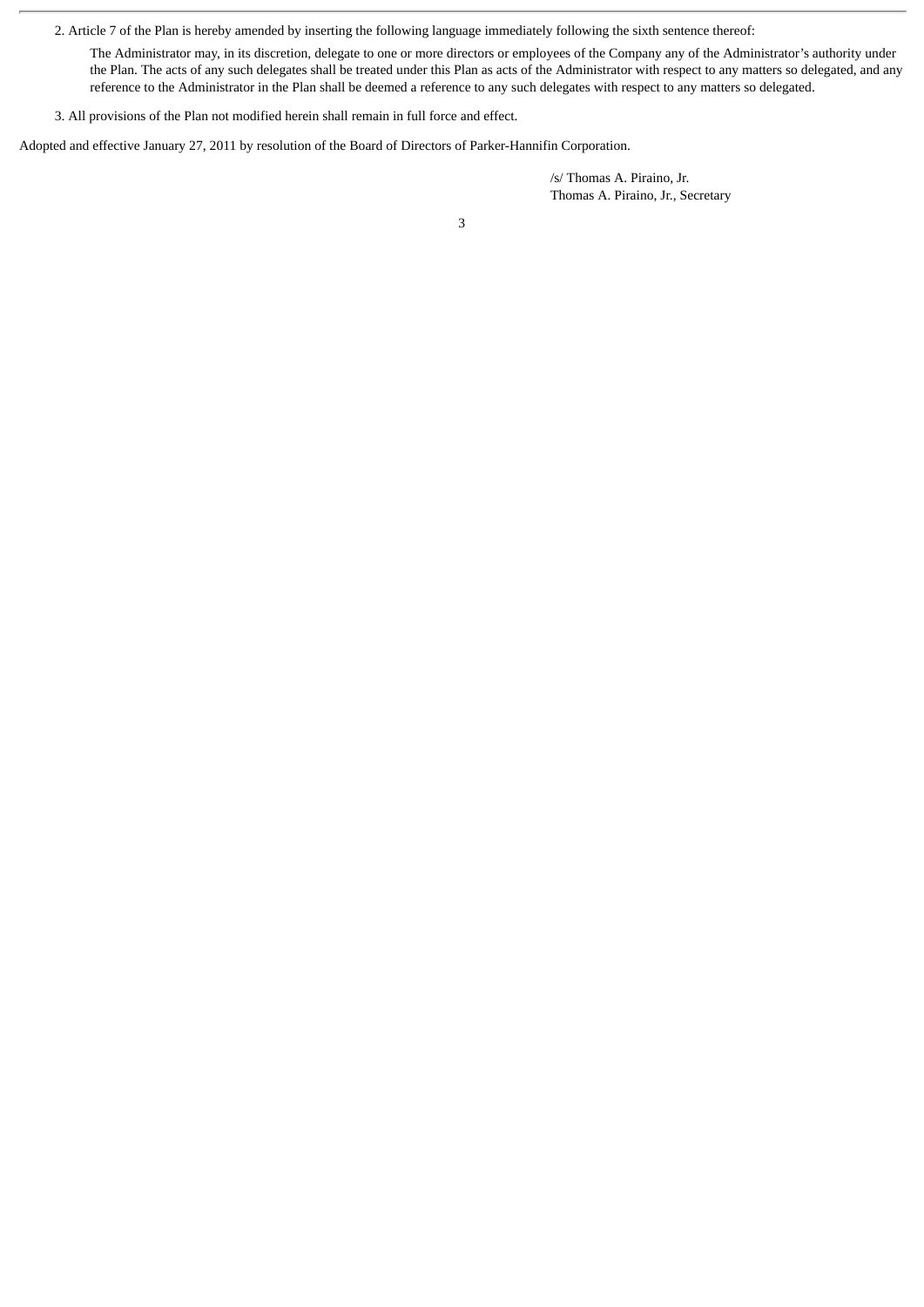2. Article 7 of the Plan is hereby amended by inserting the following language immediately following the sixth sentence thereof:

> The Administrator may, in its discretion, delegate to one or more directors or employees of the Company any of the Administrator's authority under the Plan. The acts of any such delegates shall be treated under this Plan as acts of the Administrator with respect to any matters so delegated, and any reference to the Administrator in the Plan shall be deemed a reference to any such delegates with respect to any matters so delegated.

3. All provisions of the Plan not modified herein shall remain in full force and effect.

Adopted and effective January 27, 2011 by resolution of the Board of Directors of Parker-Hannifin Corporation.

/s/ Thomas A. Piraino, Jr.
Thomas A. Piraino, Jr., Secretary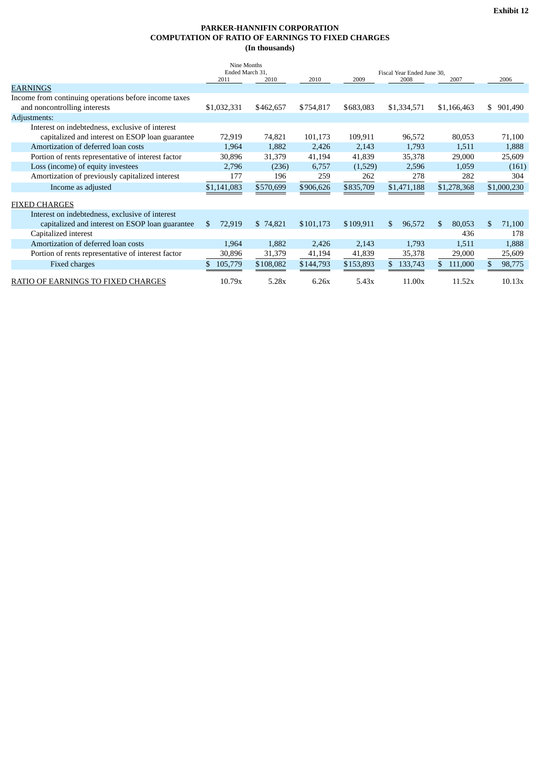**Exhibit 12**

**PARKER-HANNIFIN CORPORATION**
**COMPUTATION OF RATIO OF EARNINGS TO FIXED CHARGES**
**(In thousands)**

| | Nine Months Ended March 31, | | Fiscal Year Ended June 30, | | | | |
|---|---|---|---|---|---|---|---|
| | 2011 | 2010 | 2010 | 2009 | 2008 | 2007 | 2006 |
| EARNINGS | | | | | | | |
| Income from continuing operations before income taxes and noncontrolling interests | $1,032,331 | $462,657 | $754,817 | $683,083 | $1,334,571 | $1,166,463 | $ 901,490 |
| Adjustments: | | | | | | | |
| Interest on indebtedness, exclusive of interest capitalized and interest on ESOP loan guarantee | 72,919 | 74,821 | 101,173 | 109,911 | 96,572 | 80,053 | 71,100 |
| Amortization of deferred loan costs | 1,964 | 1,882 | 2,426 | 2,143 | 1,793 | 1,511 | 1,888 |
| Portion of rents representative of interest factor | 30,896 | 31,379 | 41,194 | 41,839 | 35,378 | 29,000 | 25,609 |
| Loss (income) of equity investees | 2,796 | (236) | 6,757 | (1,529) | 2,596 | 1,059 | (161) |
| Amortization of previously capitalized interest | 177 | 196 | 259 | 262 | 278 | 282 | 304 |
| Income as adjusted | $1,141,083 | $570,699 | $906,626 | $835,709 | $1,471,188 | $1,278,368 | $1,000,230 |
| FIXED CHARGES | | | | | | | |
| Interest on indebtedness, exclusive of interest capitalized and interest on ESOP loan guarantee | $ 72,919 | $ 74,821 | $101,173 | $109,911 | $ 96,572 | $ 80,053 | $ 71,100 |
| Capitalized interest | | | | | | 436 | 178 |
| Amortization of deferred loan costs | 1,964 | 1,882 | 2,426 | 2,143 | 1,793 | 1,511 | 1,888 |
| Portion of rents representative of interest factor | 30,896 | 31,379 | 41,194 | 41,839 | 35,378 | 29,000 | 25,609 |
| Fixed charges | $ 105,779 | $108,082 | $144,793 | $153,893 | $ 133,743 | $ 111,000 | $ 98,775 |
| RATIO OF EARNINGS TO FIXED CHARGES | 10.79x | 5.28x | 6.26x | 5.43x | 11.00x | 11.52x | 10.13x |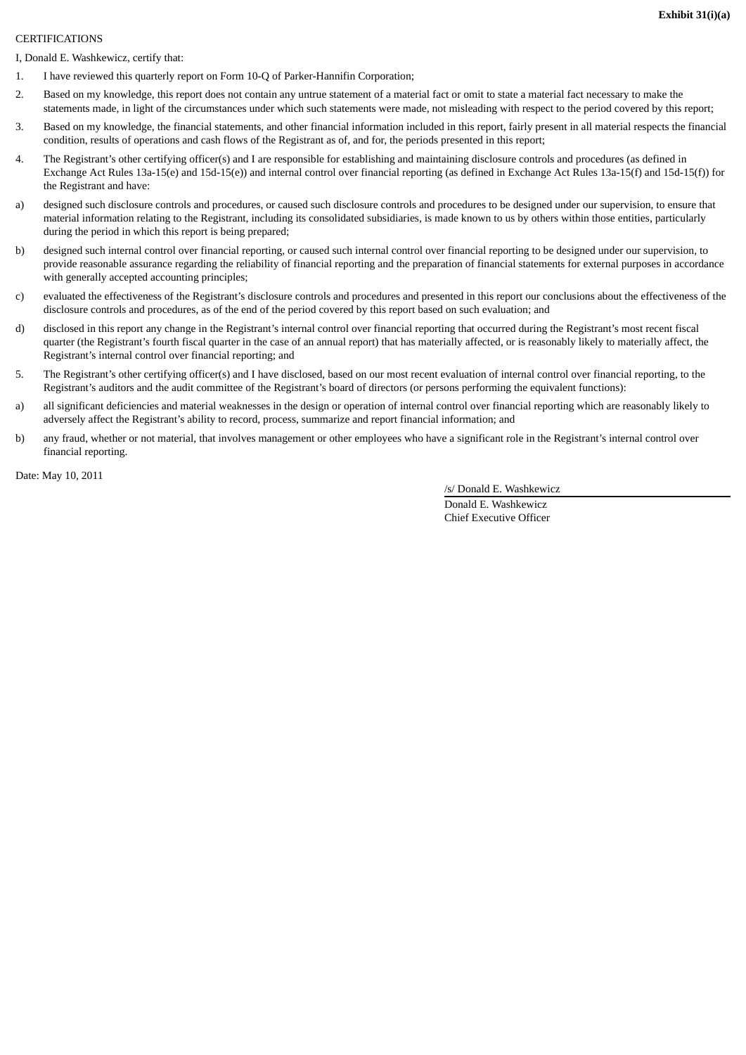**Exhibit 31(i)(a)**

CERTIFICATIONS

I, Donald E. Washkewicz, certify that:

1. I have reviewed this quarterly report on Form 10-Q of Parker-Hannifin Corporation;
2. Based on my knowledge, this report does not contain any untrue statement of a material fact or omit to state a material fact necessary to make the statements made, in light of the circumstances under which such statements were made, not misleading with respect to the period covered by this report;
3. Based on my knowledge, the financial statements, and other financial information included in this report, fairly present in all material respects the financial condition, results of operations and cash flows of the Registrant as of, and for, the periods presented in this report;
4. The Registrant's other certifying officer(s) and I are responsible for establishing and maintaining disclosure controls and procedures (as defined in Exchange Act Rules 13a-15(e) and 15d-15(e)) and internal control over financial reporting (as defined in Exchange Act Rules 13a-15(f) and 15d-15(f)) for the Registrant and have:

a) designed such disclosure controls and procedures, or caused such disclosure controls and procedures to be designed under our supervision, to ensure that material information relating to the Registrant, including its consolidated subsidiaries, is made known to us by others within those entities, particularly during the period in which this report is being prepared;

b) designed such internal control over financial reporting, or caused such internal control over financial reporting to be designed under our supervision, to provide reasonable assurance regarding the reliability of financial reporting and the preparation of financial statements for external purposes in accordance with generally accepted accounting principles;

c) evaluated the effectiveness of the Registrant's disclosure controls and procedures and presented in this report our conclusions about the effectiveness of the disclosure controls and procedures, as of the end of the period covered by this report based on such evaluation; and

d) disclosed in this report any change in the Registrant's internal control over financial reporting that occurred during the Registrant's most recent fiscal quarter (the Registrant's fourth fiscal quarter in the case of an annual report) that has materially affected, or is reasonably likely to materially affect, the Registrant's internal control over financial reporting; and

5. The Registrant's other certifying officer(s) and I have disclosed, based on our most recent evaluation of internal control over financial reporting, to the Registrant's auditors and the audit committee of the Registrant's board of directors (or persons performing the equivalent functions):

a) all significant deficiencies and material weaknesses in the design or operation of internal control over financial reporting which are reasonably likely to adversely affect the Registrant's ability to record, process, summarize and report financial information; and

b) any fraud, whether or not material, that involves management or other employees who have a significant role in the Registrant's internal control over financial reporting.

Date: May 10, 2011

/s/ Donald E. Washkewicz

Donald E. Washkewicz
Chief Executive Officer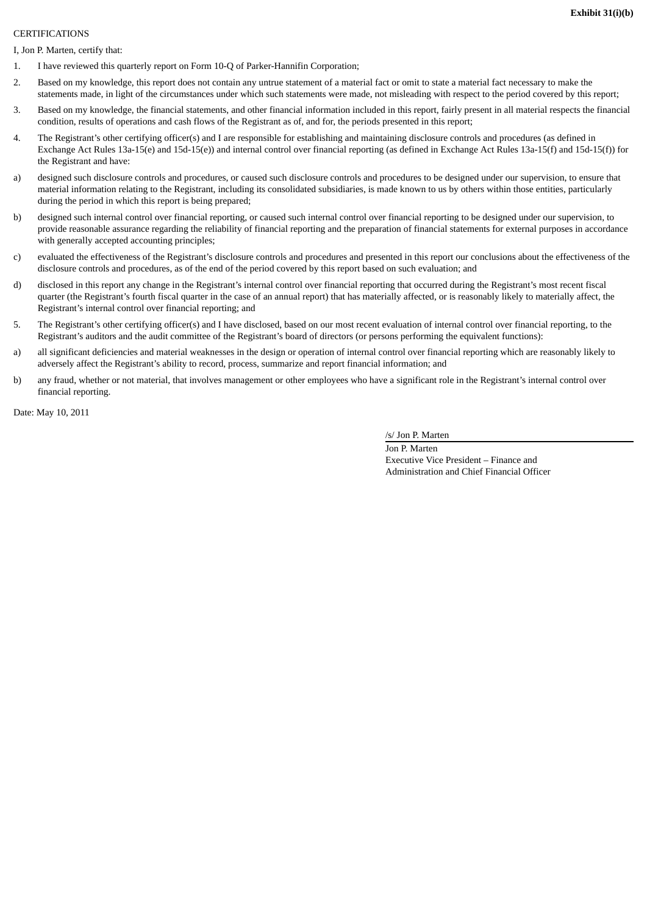**Exhibit 31(i)(b)**

CERTIFICATIONS

I, Jon P. Marten, certify that:

1. I have reviewed this quarterly report on Form 10-Q of Parker-Hannifin Corporation;
2. Based on my knowledge, this report does not contain any untrue statement of a material fact or omit to state a material fact necessary to make the statements made, in light of the circumstances under which such statements were made, not misleading with respect to the period covered by this report;
3. Based on my knowledge, the financial statements, and other financial information included in this report, fairly present in all material respects the financial condition, results of operations and cash flows of the Registrant as of, and for, the periods presented in this report;
4. The Registrant's other certifying officer(s) and I are responsible for establishing and maintaining disclosure controls and procedures (as defined in Exchange Act Rules 13a-15(e) and 15d-15(e)) and internal control over financial reporting (as defined in Exchange Act Rules 13a-15(f) and 15d-15(f)) for the Registrant and have:

a) designed such disclosure controls and procedures, or caused such disclosure controls and procedures to be designed under our supervision, to ensure that material information relating to the Registrant, including its consolidated subsidiaries, is made known to us by others within those entities, particularly during the period in which this report is being prepared;

b) designed such internal control over financial reporting, or caused such internal control over financial reporting to be designed under our supervision, to provide reasonable assurance regarding the reliability of financial reporting and the preparation of financial statements for external purposes in accordance with generally accepted accounting principles;

c) evaluated the effectiveness of the Registrant's disclosure controls and procedures and presented in this report our conclusions about the effectiveness of the disclosure controls and procedures, as of the end of the period covered by this report based on such evaluation; and

d) disclosed in this report any change in the Registrant's internal control over financial reporting that occurred during the Registrant's most recent fiscal quarter (the Registrant's fourth fiscal quarter in the case of an annual report) that has materially affected, or is reasonably likely to materially affect, the Registrant's internal control over financial reporting; and

5. The Registrant's other certifying officer(s) and I have disclosed, based on our most recent evaluation of internal control over financial reporting, to the Registrant's auditors and the audit committee of the Registrant's board of directors (or persons performing the equivalent functions):

a) all significant deficiencies and material weaknesses in the design or operation of internal control over financial reporting which are reasonably likely to adversely affect the Registrant's ability to record, process, summarize and report financial information; and

b) any fraud, whether or not material, that involves management or other employees who have a significant role in the Registrant's internal control over financial reporting.

Date: May 10, 2011

/s/ Jon P. Marten

Jon P. Marten
Executive Vice President – Finance and Administration and Chief Financial Officer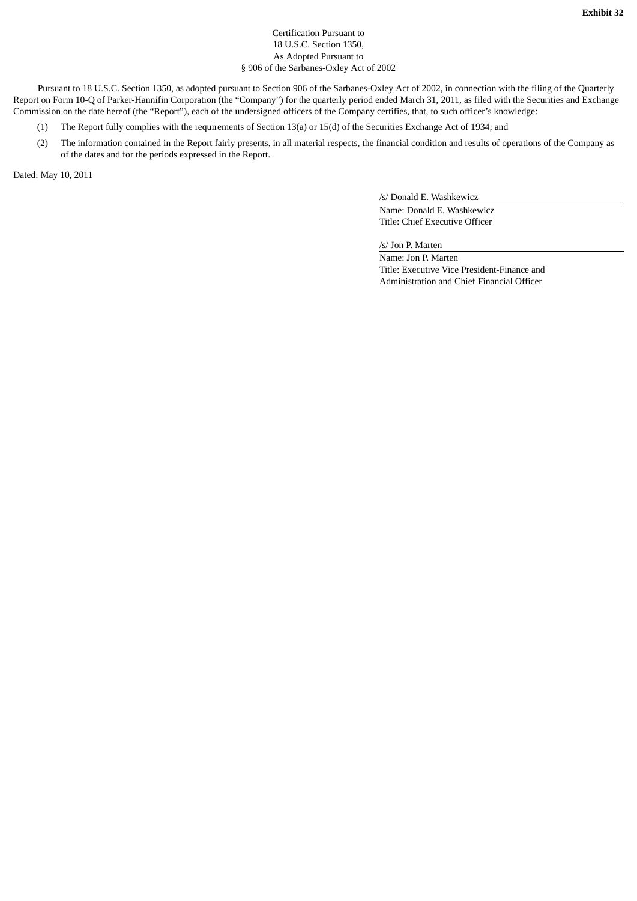**Exhibit 32**

Certification Pursuant to
18 U.S.C. Section 1350,
As Adopted Pursuant to
§ 906 of the Sarbanes-Oxley Act of 2002

Pursuant to 18 U.S.C. Section 1350, as adopted pursuant to Section 906 of the Sarbanes-Oxley Act of 2002, in connection with the filing of the Quarterly Report on Form 10-Q of Parker-Hannifin Corporation (the "Company") for the quarterly period ended March 31, 2011, as filed with the Securities and Exchange Commission on the date hereof (the "Report"), each of the undersigned officers of the Company certifies, that, to such officer's knowledge:

(1) The Report fully complies with the requirements of Section 13(a) or 15(d) of the Securities Exchange Act of 1934; and

(2) The information contained in the Report fairly presents, in all material respects, the financial condition and results of operations of the Company as of the dates and for the periods expressed in the Report.

Dated: May 10, 2011

/s/ Donald E. Washkewicz
Name: Donald E. Washkewicz
Title: Chief Executive Officer

/s/ Jon P. Marten
Name: Jon P. Marten
Title: Executive Vice President-Finance and Administration and Chief Financial Officer